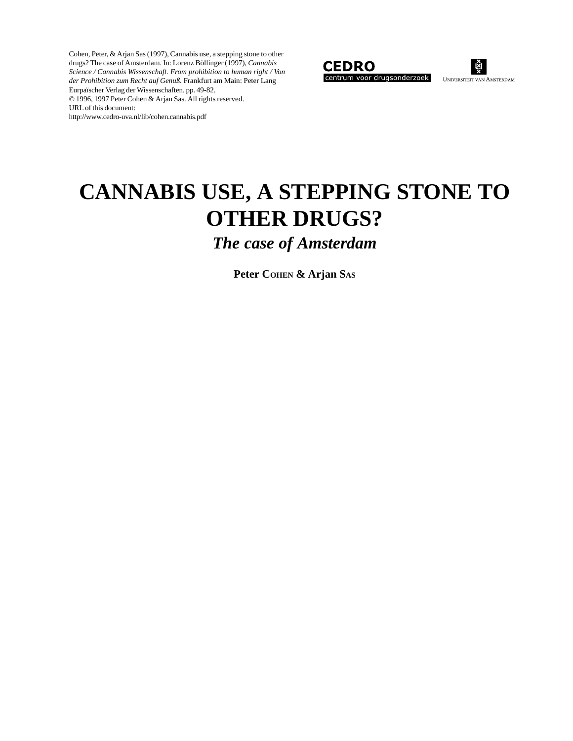Cohen, Peter, & Arjan Sas (1997), Cannabis use, a stepping stone to other drugs? The case of Amsterdam. In: Lorenz Böllinger (1997), *Cannabis Science / Cannabis Wissenschaft. From prohibition to human right / Von der Prohibition zum Recht auf Genuß.* Frankfurt am Main: Peter Lang Eurpaïscher Verlag der Wissenschaften. pp. 49-82.
© 1996, 1997 Peter Cohen & Arjan Sas. All rights reserved.
URL of this document:
http://www.cedro-uva.nl/lib/cohen.cannabis.pdf

CEDRO
centrum voor drugsonderzoek

Universiteit van Amsterdam

# CANNABIS USE, A STEPPING STONE TO OTHER DRUGS?

## *The case of Amsterdam*

**Peter Cohen & Arjan Sas**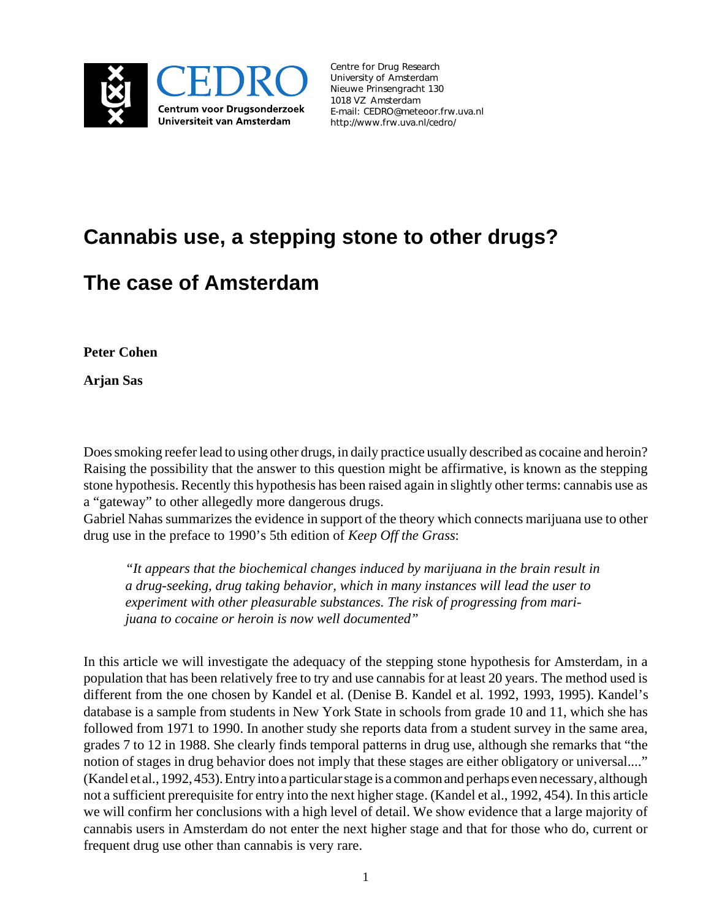Centre for Drug Research
University of Amsterdam
Nieuwe Prinsengracht 130
1018 VZ Amsterdam
E-mail: CEDRO@meteoor.frw.uva.nl
http://www.frw.uva.nl/cedro/

# Cannabis use, a stepping stone to other drugs?

# The case of Amsterdam

**Peter Cohen**

**Arjan Sas**

Does smoking reefer lead to using other drugs, in daily practice usually described as cocaine and heroin? Raising the possibility that the answer to this question might be affirmative, is known as the stepping stone hypothesis. Recently this hypothesis has been raised again in slightly other terms: cannabis use as a "gateway" to other allegedly more dangerous drugs.
Gabriel Nahas summarizes the evidence in support of the theory which connects marijuana use to other drug use in the preface to 1990's 5th edition of *Keep Off the Grass*:

> *"It appears that the biochemical changes induced by marijuana in the brain result in a drug-seeking, drug taking behavior, which in many instances will lead the user to experiment with other pleasurable substances. The risk of progressing from marijuana to cocaine or heroin is now well documented"*

In this article we will investigate the adequacy of the stepping stone hypothesis for Amsterdam, in a population that has been relatively free to try and use cannabis for at least 20 years. The method used is different from the one chosen by Kandel et al. (Denise B. Kandel et al. 1992, 1993, 1995). Kandel's database is a sample from students in New York State in schools from grade 10 and 11, which she has followed from 1971 to 1990. In another study she reports data from a student survey in the same area, grades 7 to 12 in 1988. She clearly finds temporal patterns in drug use, although she remarks that "the notion of stages in drug behavior does not imply that these stages are either obligatory or universal...." (Kandel et al., 1992, 453). Entry into a particular stage is a common and perhaps even necessary, although not a sufficient prerequisite for entry into the next higher stage. (Kandel et al., 1992, 454). In this article we will confirm her conclusions with a high level of detail. We show evidence that a large majority of cannabis users in Amsterdam do not enter the next higher stage and that for those who do, current or frequent drug use other than cannabis is very rare.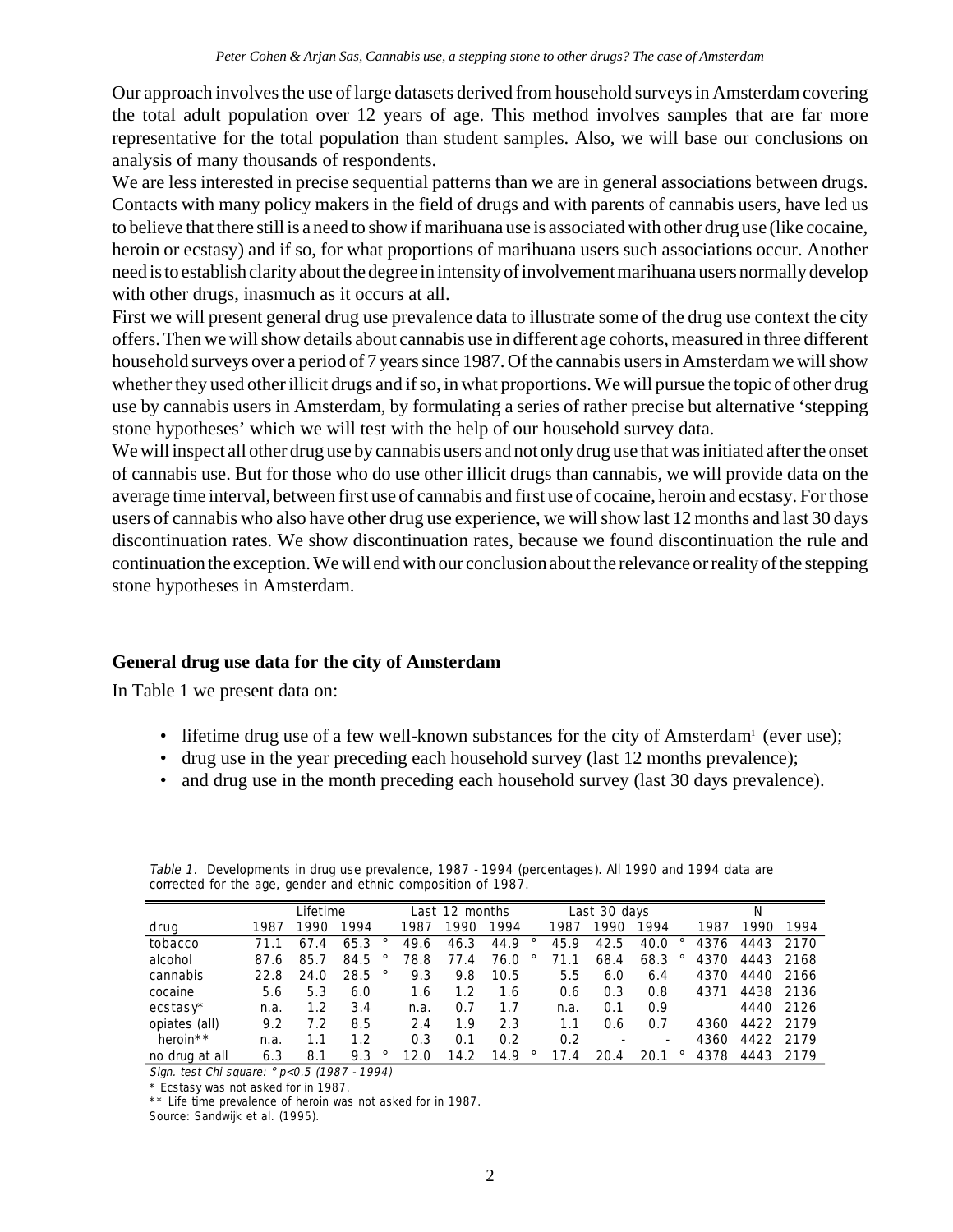Our approach involves the use of large datasets derived from household surveys in Amsterdam covering the total adult population over 12 years of age. This method involves samples that are far more representative for the total population than student samples. Also, we will base our conclusions on analysis of many thousands of respondents.

We are less interested in precise sequential patterns than we are in general associations between drugs. Contacts with many policy makers in the field of drugs and with parents of cannabis users, have led us to believe that there still is a need to show if marihuana use is associated with other drug use (like cocaine, heroin or ecstasy) and if so, for what proportions of marihuana users such associations occur. Another need is to establish clarity about the degree in intensity of involvement marihuana users normally develop with other drugs, inasmuch as it occurs at all.

First we will present general drug use prevalence data to illustrate some of the drug use context the city offers. Then we will show details about cannabis use in different age cohorts, measured in three different household surveys over a period of 7 years since 1987. Of the cannabis users in Amsterdam we will show whether they used other illicit drugs and if so, in what proportions. We will pursue the topic of other drug use by cannabis users in Amsterdam, by formulating a series of rather precise but alternative 'stepping stone hypotheses' which we will test with the help of our household survey data.

We will inspect all other drug use by cannabis users and not only drug use that was initiated after the onset of cannabis use. But for those who do use other illicit drugs than cannabis, we will provide data on the average time interval, between first use of cannabis and first use of cocaine, heroin and ecstasy. For those users of cannabis who also have other drug use experience, we will show last 12 months and last 30 days discontinuation rates. We show discontinuation rates, because we found discontinuation the rule and continuation the exception. We will end with our conclusion about the relevance or reality of the stepping stone hypotheses in Amsterdam.

## General drug use data for the city of Amsterdam

In Table 1 we present data on:

- lifetime drug use of a few well-known substances for the city of Amsterdam[1] (ever use);
- drug use in the year preceding each household survey (last 12 months prevalence);
- and drug use in the month preceding each household survey (last 30 days prevalence).

*Table 1.* Developments in drug use prevalence, 1987 - 1994 (percentages). All 1990 and 1994 data are corrected for the age, gender and ethnic composition of 1987.

| | Lifetime | | | | Last 12 months | | | | Last 30 days | | | | N | | |
|---|---|---|---|---|---|---|---|---|---|---|---|---|---|---|---|
| drug | 1987 | 1990 | 1994 | | 1987 | 1990 | 1994 | | 1987 | 1990 | 1994 | | 1987 | 1990 | 1994 |
| tobacco | 71.1 | 67.4 | 65.3 | ° | 49.6 | 46.3 | 44.9 | ° | 45.9 | 42.5 | 40.0 | ° | 4376 | 4443 | 2170 |
| alcohol | 87.6 | 85.7 | 84.5 | ° | 78.8 | 77.4 | 76.0 | ° | 71.1 | 68.4 | 68.3 | ° | 4370 | 4443 | 2168 |
| cannabis | 22.8 | 24.0 | 28.5 | ° | 9.3 | 9.8 | 10.5 | | 5.5 | 6.0 | 6.4 | | 4370 | 4440 | 2166 |
| cocaine | 5.6 | 5.3 | 6.0 | | 1.6 | 1.2 | 1.6 | | 0.6 | 0.3 | 0.8 | | 4371 | 4438 | 2136 |
| ecstasy* | n.a. | 1.2 | 3.4 | | n.a. | 0.7 | 1.7 | | n.a. | 0.1 | 0.9 | | | 4440 | 2126 |
| opiates (all) | 9.2 | 7.2 | 8.5 | | 2.4 | 1.9 | 2.3 | | 1.1 | 0.6 | 0.7 | | 4360 | 4422 | 2179 |
| heroin** | n.a. | 1.1 | 1.2 | | 0.3 | 0.1 | 0.2 | | 0.2 | - | - | | 4360 | 4422 | 2179 |
| no drug at all | 6.3 | 8.1 | 9.3 | ° | 12.0 | 14.2 | 14.9 | ° | 17.4 | 20.4 | 20.1 | ° | 4378 | 4443 | 2179 |

*Sign. test Chi square: ° p<0.5 (1987 - 1994)*

\* Ecstasy was not asked for in 1987.

\*\* Life time prevalence of heroin was not asked for in 1987.

Source: Sandwijk et al. (1995).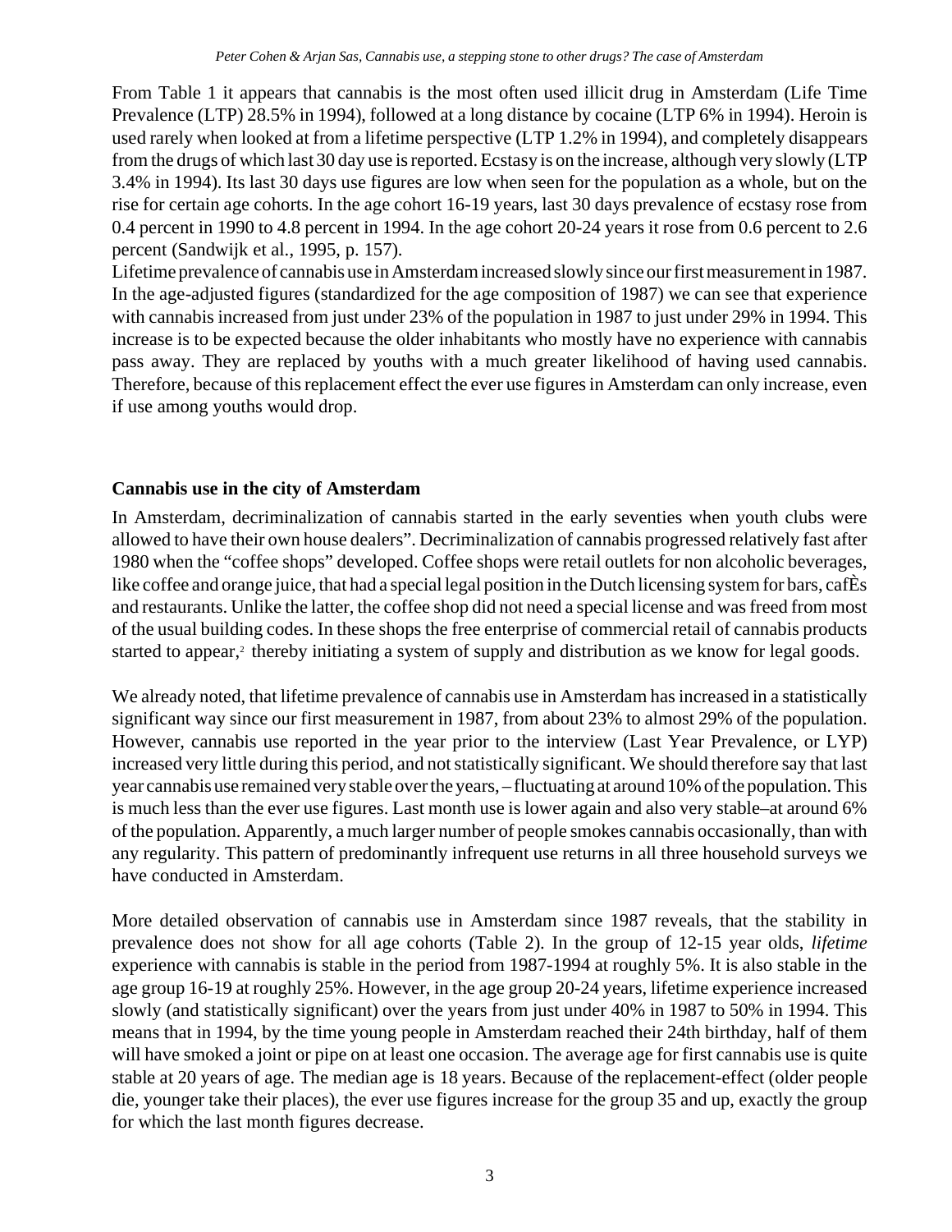From Table 1 it appears that cannabis is the most often used illicit drug in Amsterdam (Life Time Prevalence (LTP) 28.5% in 1994), followed at a long distance by cocaine (LTP 6% in 1994). Heroin is used rarely when looked at from a lifetime perspective (LTP 1.2% in 1994), and completely disappears from the drugs of which last 30 day use is reported. Ecstasy is on the increase, although very slowly (LTP 3.4% in 1994). Its last 30 days use figures are low when seen for the population as a whole, but on the rise for certain age cohorts. In the age cohort 16-19 years, last 30 days prevalence of ecstasy rose from 0.4 percent in 1990 to 4.8 percent in 1994. In the age cohort 20-24 years it rose from 0.6 percent to 2.6 percent (Sandwijk et al., 1995, p. 157).
Lifetime prevalence of cannabis use in Amsterdam increased slowly since our first measurement in 1987. In the age-adjusted figures (standardized for the age composition of 1987) we can see that experience with cannabis increased from just under 23% of the population in 1987 to just under 29% in 1994. This increase is to be expected because the older inhabitants who mostly have no experience with cannabis pass away. They are replaced by youths with a much greater likelihood of having used cannabis. Therefore, because of this replacement effect the ever use figures in Amsterdam can only increase, even if use among youths would drop.

## Cannabis use in the city of Amsterdam

In Amsterdam, decriminalization of cannabis started in the early seventies when youth clubs were allowed to have their own house dealers". Decriminalization of cannabis progressed relatively fast after 1980 when the "coffee shops" developed. Coffee shops were retail outlets for non alcoholic beverages, like coffee and orange juice, that had a special legal position in the Dutch licensing system for bars, cafÈs and restaurants. Unlike the latter, the coffee shop did not need a special license and was freed from most of the usual building codes. In these shops the free enterprise of commercial retail of cannabis products started to appear,[2] thereby initiating a system of supply and distribution as we know for legal goods.

We already noted, that lifetime prevalence of cannabis use in Amsterdam has increased in a statistically significant way since our first measurement in 1987, from about 23% to almost 29% of the population. However, cannabis use reported in the year prior to the interview (Last Year Prevalence, or LYP) increased very little during this period, and not statistically significant. We should therefore say that last year cannabis use remained very stable over the years, – fluctuating at around 10% of the population. This is much less than the ever use figures. Last month use is lower again and also very stable–at around 6% of the population. Apparently, a much larger number of people smokes cannabis occasionally, than with any regularity. This pattern of predominantly infrequent use returns in all three household surveys we have conducted in Amsterdam.

More detailed observation of cannabis use in Amsterdam since 1987 reveals, that the stability in prevalence does not show for all age cohorts (Table 2). In the group of 12-15 year olds, *lifetime* experience with cannabis is stable in the period from 1987-1994 at roughly 5%. It is also stable in the age group 16-19 at roughly 25%. However, in the age group 20-24 years, lifetime experience increased slowly (and statistically significant) over the years from just under 40% in 1987 to 50% in 1994. This means that in 1994, by the time young people in Amsterdam reached their 24th birthday, half of them will have smoked a joint or pipe on at least one occasion. The average age for first cannabis use is quite stable at 20 years of age. The median age is 18 years. Because of the replacement-effect (older people die, younger take their places), the ever use figures increase for the group 35 and up, exactly the group for which the last month figures decrease.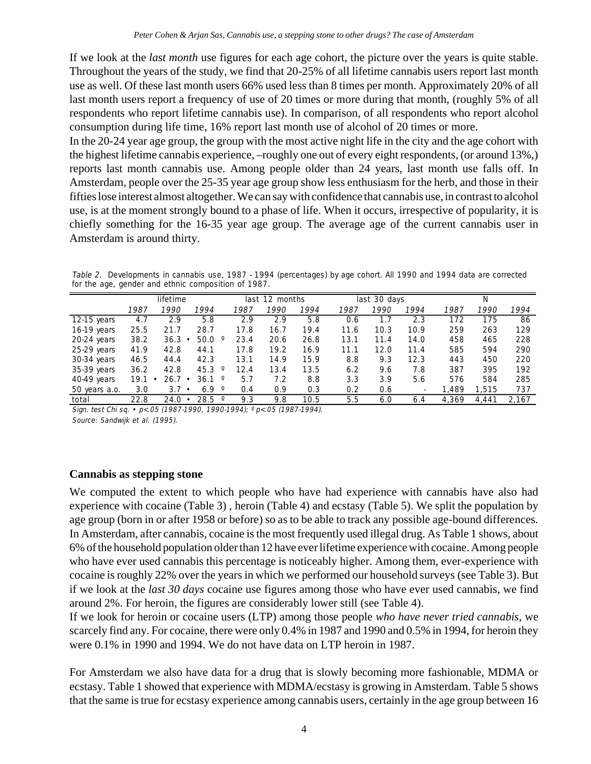If we look at the *last month* use figures for each age cohort, the picture over the years is quite stable. Throughout the years of the study, we find that 20-25% of all lifetime cannabis users report last month use as well. Of these last month users 66% used less than 8 times per month. Approximately 20% of all last month users report a frequency of use of 20 times or more during that month, (roughly 5% of all respondents who report lifetime cannabis use). In comparison, of all respondents who report alcohol consumption during life time, 16% report last month use of alcohol of 20 times or more.

In the 20-24 year age group, the group with the most active night life in the city and the age cohort with the highest lifetime cannabis experience, –roughly one out of every eight respondents, (or around 13%,) reports last month cannabis use. Among people older than 24 years, last month use falls off. In Amsterdam, people over the 25-35 year age group show less enthusiasm for the herb, and those in their fifties lose interest almost altogether. We can say with confidence that cannabis use, in contrast to alcohol use, is at the moment strongly bound to a phase of life. When it occurs, irrespective of popularity, it is chiefly something for the 16-35 year age group. The average age of the current cannabis user in Amsterdam is around thirty.

*Table 2.* Developments in cannabis use, 1987 - 1994 (percentages) by age cohort. All 1990 and 1994 data are corrected for the age, gender and ethnic composition of 1987.

| | lifetime | | | last 12 months | | | last 30 days | | | N | | |
|---|---|---|---|---|---|---|---|---|---|---|---|---|
| | *1987* | *1990* | *1994* | *1987* | *1990* | *1994* | *1987* | *1990* | *1994* | *1987* | *1990* | *1994* |
| 12-15 years | 4.7 | 2.9 | 5.8 | 2.9 | 2.9 | 5.8 | 0.6 | 1.7 | 2.3 | 172 | 175 | 86 |
| 16-19 years | 25.5 | 21.7 | 28.7 | 17.8 | 16.7 | 19.4 | 11.6 | 10.3 | 10.9 | 259 | 263 | 129 |
| 20-24 years | 38.2 | 36.3 • | 50.0 º | 23.4 | 20.6 | 26.8 | 13.1 | 11.4 | 14.0 | 458 | 465 | 228 |
| 25-29 years | 41.9 | 42.8 | 44.1 | 17.8 | 19.2 | 16.9 | 11.1 | 12.0 | 11.4 | 585 | 594 | 290 |
| 30-34 years | 46.5 | 44.4 | 42.3 | 13.1 | 14.9 | 15.9 | 8.8 | 9.3 | 12.3 | 443 | 450 | 220 |
| 35-39 years | 36.2 | 42.8 | 45.3 º | 12.4 | 13.4 | 13.5 | 6.2 | 9.6 | 7.8 | 387 | 395 | 192 |
| 40-49 years | 19.1 • | 26.7 • | 36.1 º | 5.7 | 7.2 | 8.8 | 3.3 | 3.9 | 5.6 | 576 | 584 | 285 |
| 50 years a.o. | 3.0 | 3.7 • | 6.9 º | 0.4 | 0.9 | 0.3 | 0.2 | 0.6 | - | 1,489 | 1,515 | 737 |
| total | 22.8 | 24.0 • | 28.5 º | 9.3 | 9.8 | 10.5 | 5.5 | 6.0 | 6.4 | 4,369 | 4,441 | 2,167 |

*Sign. test Chi sq. • p<.05 (1987-1990, 1990-1994); º p<.05 (1987-1994).*

*Source: Sandwijk et al. (1995).*

## Cannabis as stepping stone

We computed the extent to which people who have had experience with cannabis have also had experience with cocaine (Table 3) , heroin (Table 4) and ecstasy (Table 5). We split the population by age group (born in or after 1958 or before) so as to be able to track any possible age-bound differences. In Amsterdam, after cannabis, cocaine is the most frequently used illegal drug. As Table 1 shows, about 6% of the household population older than 12 have ever lifetime experience with cocaine. Among people who have ever used cannabis this percentage is noticeably higher. Among them, ever-experience with cocaine is roughly 22% over the years in which we performed our household surveys (see Table 3). But if we look at the *last 30 days* cocaine use figures among those who have ever used cannabis, we find around 2%. For heroin, the figures are considerably lower still (see Table 4).

If we look for heroin or cocaine users (LTP) among those people *who have never tried cannabis*, we scarcely find any. For cocaine, there were only 0.4% in 1987 and 1990 and 0.5% in 1994, for heroin they were 0.1% in 1990 and 1994. We do not have data on LTP heroin in 1987.

For Amsterdam we also have data for a drug that is slowly becoming more fashionable, MDMA or ecstasy. Table 1 showed that experience with MDMA/ecstasy is growing in Amsterdam. Table 5 shows that the same is true for ecstasy experience among cannabis users, certainly in the age group between 16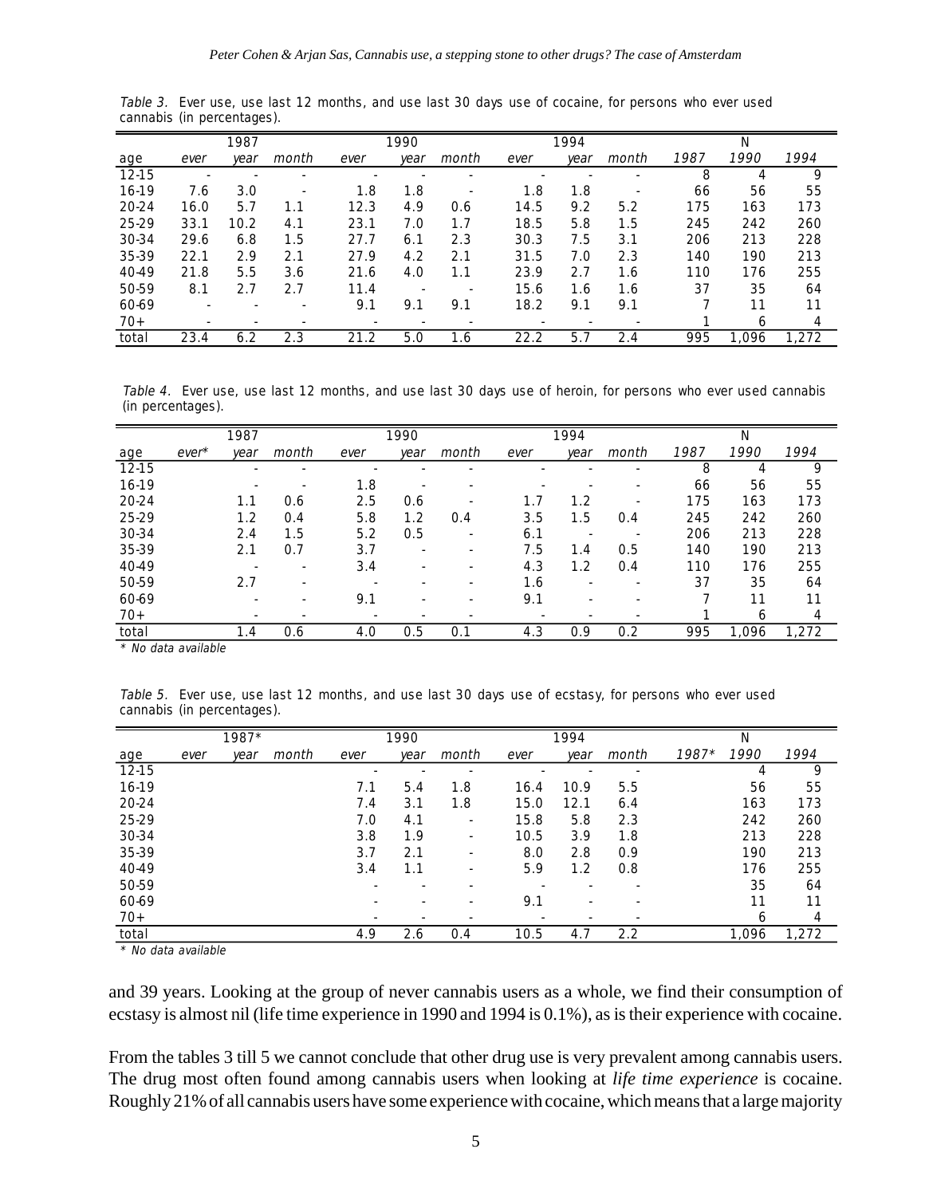*Table 3.* Ever use, use last 12 months, and use last 30 days use of cocaine, for persons who ever used cannabis (in percentages).

| | 1987 | | | 1990 | | | 1994 | | | N | | |
|---|---|---|---|---|---|---|---|---|---|---|---|---|
| age | *ever* | *year* | *month* | *ever* | *year* | *month* | *ever* | *year* | *month* | *1987* | *1990* | *1994* |
| 12-15 | - | - | - | - | - | - | - | - | - | 8 | 4 | 9 |
| 16-19 | 7.6 | 3.0 | - | 1.8 | 1.8 | - | 1.8 | 1.8 | - | 66 | 56 | 55 |
| 20-24 | 16.0 | 5.7 | 1.1 | 12.3 | 4.9 | 0.6 | 14.5 | 9.2 | 5.2 | 175 | 163 | 173 |
| 25-29 | 33.1 | 10.2 | 4.1 | 23.1 | 7.0 | 1.7 | 18.5 | 5.8 | 1.5 | 245 | 242 | 260 |
| 30-34 | 29.6 | 6.8 | 1.5 | 27.7 | 6.1 | 2.3 | 30.3 | 7.5 | 3.1 | 206 | 213 | 228 |
| 35-39 | 22.1 | 2.9 | 2.1 | 27.9 | 4.2 | 2.1 | 31.5 | 7.0 | 2.3 | 140 | 190 | 213 |
| 40-49 | 21.8 | 5.5 | 3.6 | 21.6 | 4.0 | 1.1 | 23.9 | 2.7 | 1.6 | 110 | 176 | 255 |
| 50-59 | 8.1 | 2.7 | 2.7 | 11.4 | - | - | 15.6 | 1.6 | 1.6 | 37 | 35 | 64 |
| 60-69 | - | - | - | 9.1 | 9.1 | 9.1 | 18.2 | 9.1 | 9.1 | 7 | 11 | 11 |
| 70+ | - | - | - | - | - | - | - | - | - | 1 | 6 | 4 |
| total | 23.4 | 6.2 | 2.3 | 21.2 | 5.0 | 1.6 | 22.2 | 5.7 | 2.4 | 995 | 1,096 | 1,272 |

*Table 4.* Ever use, use last 12 months, and use last 30 days use of heroin, for persons who ever used cannabis (in percentages).

| | 1987 | | | 1990 | | | 1994 | | | N | | |
|---|---|---|---|---|---|---|---|---|---|---|---|---|
| age | *ever** | *year* | *month* | *ever* | *year* | *month* | *ever* | *year* | *month* | *1987* | *1990* | *1994* |
| 12-15 | | - | - | - | - | - | - | - | - | 8 | 4 | 9 |
| 16-19 | | - | - | 1.8 | - | - | - | - | - | 66 | 56 | 55 |
| 20-24 | | 1.1 | 0.6 | 2.5 | 0.6 | - | 1.7 | 1.2 | - | 175 | 163 | 173 |
| 25-29 | | 1.2 | 0.4 | 5.8 | 1.2 | 0.4 | 3.5 | 1.5 | 0.4 | 245 | 242 | 260 |
| 30-34 | | 2.4 | 1.5 | 5.2 | 0.5 | - | 6.1 | - | - | 206 | 213 | 228 |
| 35-39 | | 2.1 | 0.7 | 3.7 | - | - | 7.5 | 1.4 | 0.5 | 140 | 190 | 213 |
| 40-49 | | - | - | 3.4 | - | - | 4.3 | 1.2 | 0.4 | 110 | 176 | 255 |
| 50-59 | | 2.7 | - | - | - | - | 1.6 | - | - | 37 | 35 | 64 |
| 60-69 | | - | - | 9.1 | - | - | 9.1 | - | - | 7 | 11 | 11 |
| 70+ | | - | - | - | - | - | - | - | - | 1 | 6 | 4 |
| total | | 1.4 | 0.6 | 4.0 | 0.5 | 0.1 | 4.3 | 0.9 | 0.2 | 995 | 1,096 | 1,272 |

\* *No data available*

*Table 5.* Ever use, use last 12 months, and use last 30 days use of ecstasy, for persons who ever used cannabis (in percentages).

| | 1987* | | | 1990 | | | 1994 | | | N | | |
|---|---|---|---|---|---|---|---|---|---|---|---|---|
| age | *ever* | *year* | *month* | *ever* | *year* | *month* | *ever* | *year* | *month* | *1987** | *1990* | *1994* |
| 12-15 | | | | - | - | - | - | - | - | | 4 | 9 |
| 16-19 | | | | 7.1 | 5.4 | 1.8 | 16.4 | 10.9 | 5.5 | | 56 | 55 |
| 20-24 | | | | 7.4 | 3.1 | 1.8 | 15.0 | 12.1 | 6.4 | | 163 | 173 |
| 25-29 | | | | 7.0 | 4.1 | - | 15.8 | 5.8 | 2.3 | | 242 | 260 |
| 30-34 | | | | 3.8 | 1.9 | - | 10.5 | 3.9 | 1.8 | | 213 | 228 |
| 35-39 | | | | 3.7 | 2.1 | - | 8.0 | 2.8 | 0.9 | | 190 | 213 |
| 40-49 | | | | 3.4 | 1.1 | - | 5.9 | 1.2 | 0.8 | | 176 | 255 |
| 50-59 | | | | - | - | - | - | - | - | | 35 | 64 |
| 60-69 | | | | - | - | - | 9.1 | - | - | | 11 | 11 |
| 70+ | | | | - | - | - | - | - | - | | 6 | 4 |
| total | | | | 4.9 | 2.6 | 0.4 | 10.5 | 4.7 | 2.2 | | 1,096 | 1,272 |

\* *No data available*

and 39 years. Looking at the group of never cannabis users as a whole, we find their consumption of ecstasy is almost nil (life time experience in 1990 and 1994 is 0.1%), as is their experience with cocaine.

From the tables 3 till 5 we cannot conclude that other drug use is very prevalent among cannabis users. The drug most often found among cannabis users when looking at *life time experience* is cocaine. Roughly 21% of all cannabis users have some experience with cocaine, which means that a large majority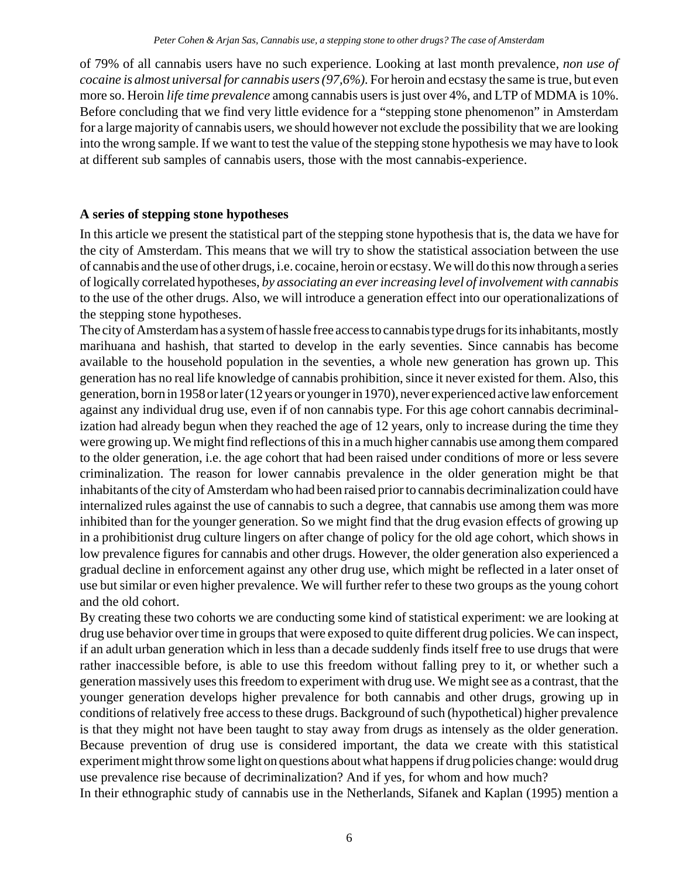of 79% of all cannabis users have no such experience. Looking at last month prevalence, *non use of cocaine is almost universal for cannabis users (97,6%)*. For heroin and ecstasy the same is true, but even more so. Heroin *life time prevalence* among cannabis users is just over 4%, and LTP of MDMA is 10%. Before concluding that we find very little evidence for a "stepping stone phenomenon" in Amsterdam for a large majority of cannabis users, we should however not exclude the possibility that we are looking into the wrong sample. If we want to test the value of the stepping stone hypothesis we may have to look at different sub samples of cannabis users, those with the most cannabis-experience.

## A series of stepping stone hypotheses

In this article we present the statistical part of the stepping stone hypothesis that is, the data we have for the city of Amsterdam. This means that we will try to show the statistical association between the use of cannabis and the use of other drugs, i.e. cocaine, heroin or ecstasy. We will do this now through a series of logically correlated hypotheses, *by associating an ever increasing level of involvement with cannabis* to the use of the other drugs. Also, we will introduce a generation effect into our operationalizations of the stepping stone hypotheses.

The city of Amsterdam has a system of hassle free access to cannabis type drugs for its inhabitants, mostly marihuana and hashish, that started to develop in the early seventies. Since cannabis has become available to the household population in the seventies, a whole new generation has grown up. This generation has no real life knowledge of cannabis prohibition, since it never existed for them. Also, this generation, born in 1958 or later (12 years or younger in 1970), never experienced active law enforcement against any individual drug use, even if of non cannabis type. For this age cohort cannabis decriminalization had already begun when they reached the age of 12 years, only to increase during the time they were growing up. We might find reflections of this in a much higher cannabis use among them compared to the older generation, i.e. the age cohort that had been raised under conditions of more or less severe criminalization. The reason for lower cannabis prevalence in the older generation might be that inhabitants of the city of Amsterdam who had been raised prior to cannabis decriminalization could have internalized rules against the use of cannabis to such a degree, that cannabis use among them was more inhibited than for the younger generation. So we might find that the drug evasion effects of growing up in a prohibitionist drug culture lingers on after change of policy for the old age cohort, which shows in low prevalence figures for cannabis and other drugs. However, the older generation also experienced a gradual decline in enforcement against any other drug use, which might be reflected in a later onset of use but similar or even higher prevalence. We will further refer to these two groups as the young cohort and the old cohort.

By creating these two cohorts we are conducting some kind of statistical experiment: we are looking at drug use behavior over time in groups that were exposed to quite different drug policies. We can inspect, if an adult urban generation which in less than a decade suddenly finds itself free to use drugs that were rather inaccessible before, is able to use this freedom without falling prey to it, or whether such a generation massively uses this freedom to experiment with drug use. We might see as a contrast, that the younger generation develops higher prevalence for both cannabis and other drugs, growing up in conditions of relatively free access to these drugs. Background of such (hypothetical) higher prevalence is that they might not have been taught to stay away from drugs as intensely as the older generation. Because prevention of drug use is considered important, the data we create with this statistical experiment might throw some light on questions about what happens if drug policies change: would drug use prevalence rise because of decriminalization? And if yes, for whom and how much?

In their ethnographic study of cannabis use in the Netherlands, Sifanek and Kaplan (1995) mention a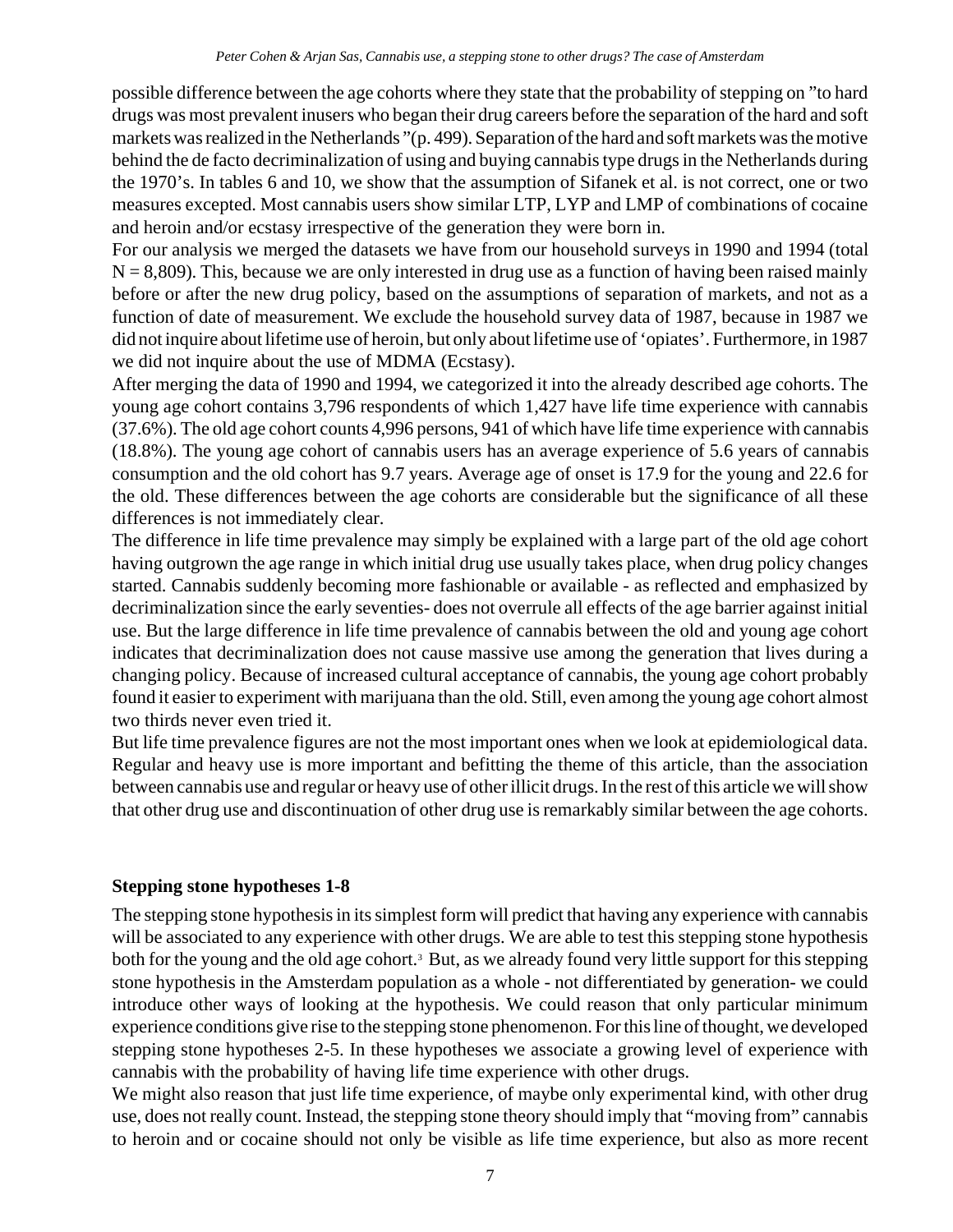possible difference between the age cohorts where they state that the probability of stepping on "to hard drugs was most prevalent inusers who began their drug careers before the separation of the hard and soft markets was realized in the Netherlands"(p. 499). Separation of the hard and soft markets was the motive behind the de facto decriminalization of using and buying cannabis type drugs in the Netherlands during the 1970's. In tables 6 and 10, we show that the assumption of Sifanek et al. is not correct, one or two measures excepted. Most cannabis users show similar LTP, LYP and LMP of combinations of cocaine and heroin and/or ecstasy irrespective of the generation they were born in.

For our analysis we merged the datasets we have from our household surveys in 1990 and 1994 (total N = 8,809). This, because we are only interested in drug use as a function of having been raised mainly before or after the new drug policy, based on the assumptions of separation of markets, and not as a function of date of measurement. We exclude the household survey data of 1987, because in 1987 we did not inquire about lifetime use of heroin, but only about lifetime use of 'opiates'. Furthermore, in 1987 we did not inquire about the use of MDMA (Ecstasy).

After merging the data of 1990 and 1994, we categorized it into the already described age cohorts. The young age cohort contains 3,796 respondents of which 1,427 have life time experience with cannabis (37.6%). The old age cohort counts 4,996 persons, 941 of which have life time experience with cannabis (18.8%). The young age cohort of cannabis users has an average experience of 5.6 years of cannabis consumption and the old cohort has 9.7 years. Average age of onset is 17.9 for the young and 22.6 for the old. These differences between the age cohorts are considerable but the significance of all these differences is not immediately clear.

The difference in life time prevalence may simply be explained with a large part of the old age cohort having outgrown the age range in which initial drug use usually takes place, when drug policy changes started. Cannabis suddenly becoming more fashionable or available - as reflected and emphasized by decriminalization since the early seventies- does not overrule all effects of the age barrier against initial use. But the large difference in life time prevalence of cannabis between the old and young age cohort indicates that decriminalization does not cause massive use among the generation that lives during a changing policy. Because of increased cultural acceptance of cannabis, the young age cohort probably found it easier to experiment with marijuana than the old. Still, even among the young age cohort almost two thirds never even tried it.

But life time prevalence figures are not the most important ones when we look at epidemiological data. Regular and heavy use is more important and befitting the theme of this article, than the association between cannabis use and regular or heavy use of other illicit drugs. In the rest of this article we will show that other drug use and discontinuation of other drug use is remarkably similar between the age cohorts.

## Stepping stone hypotheses 1-8

The stepping stone hypothesis in its simplest form will predict that having any experience with cannabis will be associated to any experience with other drugs. We are able to test this stepping stone hypothesis both for the young and the old age cohort.[3] But, as we already found very little support for this stepping stone hypothesis in the Amsterdam population as a whole - not differentiated by generation- we could introduce other ways of looking at the hypothesis. We could reason that only particular minimum experience conditions give rise to the stepping stone phenomenon. For this line of thought, we developed stepping stone hypotheses 2-5. In these hypotheses we associate a growing level of experience with cannabis with the probability of having life time experience with other drugs.

We might also reason that just life time experience, of maybe only experimental kind, with other drug use, does not really count. Instead, the stepping stone theory should imply that "moving from" cannabis to heroin and or cocaine should not only be visible as life time experience, but also as more recent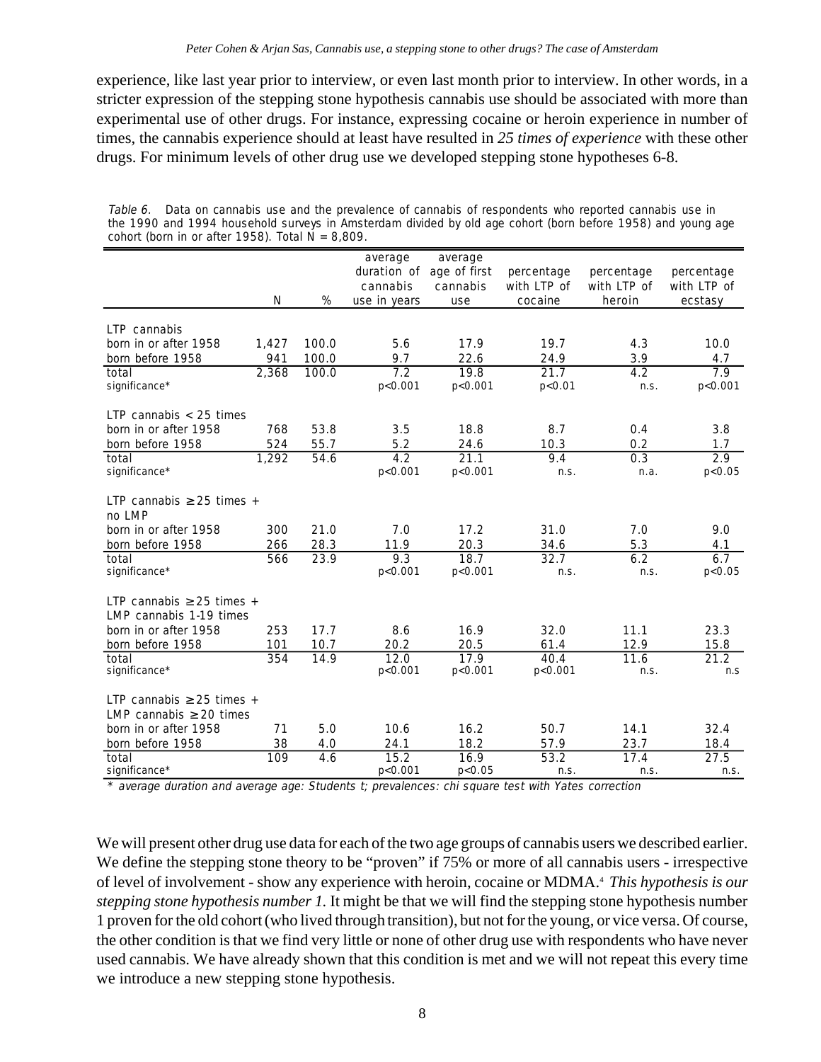experience, like last year prior to interview, or even last month prior to interview. In other words, in a stricter expression of the stepping stone hypothesis cannabis use should be associated with more than experimental use of other drugs. For instance, expressing cocaine or heroin experience in number of times, the cannabis experience should at least have resulted in *25 times of experience* with these other drugs. For minimum levels of other drug use we developed stepping stone hypotheses 6-8.

*Table 6.* Data on cannabis use and the prevalence of cannabis of respondents who reported cannabis use in the 1990 and 1994 household surveys in Amsterdam divided by old age cohort (born before 1958) and young age cohort (born in or after 1958). Total N = 8,809.

| | N | % | average duration of cannabis use in years | average age of first cannabis use | percentage with LTP of cocaine | percentage with LTP of heroin | percentage with LTP of ecstasy |
|---|---|---|---|---|---|---|---|
| **LTP cannabis** | | | | | | | |
| born in or after 1958 | 1,427 | 100.0 | 5.6 | 17.9 | 19.7 | 4.3 | 10.0 |
| born before 1958 | 941 | 100.0 | 9.7 | 22.6 | 24.9 | 3.9 | 4.7 |
| total | 2,368 | 100.0 | 7.2 | 19.8 | 21.7 | 4.2 | 7.9 |
| significance* | | | $p<0.001$ | $p<0.001$ | $p<0.01$ | n.s. | $p<0.001$ |
| **LTP cannabis < 25 times** | | | | | | | |
| born in or after 1958 | 768 | 53.8 | 3.5 | 18.8 | 8.7 | 0.4 | 3.8 |
| born before 1958 | 524 | 55.7 | 5.2 | 24.6 | 10.3 | 0.2 | 1.7 |
| total | 1,292 | 54.6 | 4.2 | 21.1 | 9.4 | 0.3 | 2.9 |
| significance* | | | $p<0.001$ | $p<0.001$ | n.s. | n.a. | $p<0.05$ |
| **LTP cannabis ≥ 25 times + no LMP** | | | | | | | |
| born in or after 1958 | 300 | 21.0 | 7.0 | 17.2 | 31.0 | 7.0 | 9.0 |
| born before 1958 | 266 | 28.3 | 11.9 | 20.3 | 34.6 | 5.3 | 4.1 |
| total | 566 | 23.9 | 9.3 | 18.7 | 32.7 | 6.2 | 6.7 |
| significance* | | | $p<0.001$ | $p<0.001$ | n.s. | n.s. | $p<0.05$ |
| **LTP cannabis ≥ 25 times + LMP cannabis 1-19 times** | | | | | | | |
| born in or after 1958 | 253 | 17.7 | 8.6 | 16.9 | 32.0 | 11.1 | 23.3 |
| born before 1958 | 101 | 10.7 | 20.2 | 20.5 | 61.4 | 12.9 | 15.8 |
| total | 354 | 14.9 | 12.0 | 17.9 | 40.4 | 11.6 | 21.2 |
| significance* | | | $p<0.001$ | $p<0.001$ | $p<0.001$ | n.s. | n.s |
| **LTP cannabis ≥ 25 times + LMP cannabis ≥ 20 times** | | | | | | | |
| born in or after 1958 | 71 | 5.0 | 10.6 | 16.2 | 50.7 | 14.1 | 32.4 |
| born before 1958 | 38 | 4.0 | 24.1 | 18.2 | 57.9 | 23.7 | 18.4 |
| total | 109 | 4.6 | 15.2 | 16.9 | 53.2 | 17.4 | 27.5 |
| significance* | | | $p<0.001$ | $p<0.05$ | n.s. | n.s. | n.s. |

\* *average duration and average age: Students t; prevalences: chi square test with Yates correction*

We will present other drug use data for each of the two age groups of cannabis users we described earlier. We define the stepping stone theory to be "proven" if 75% or more of all cannabis users - irrespective of level of involvement - show any experience with heroin, cocaine or MDMA.[4] *This hypothesis is our stepping stone hypothesis number 1.* It might be that we will find the stepping stone hypothesis number 1 proven for the old cohort (who lived through transition), but not for the young, or vice versa. Of course, the other condition is that we find very little or none of other drug use with respondents who have never used cannabis. We have already shown that this condition is met and we will not repeat this every time we introduce a new stepping stone hypothesis.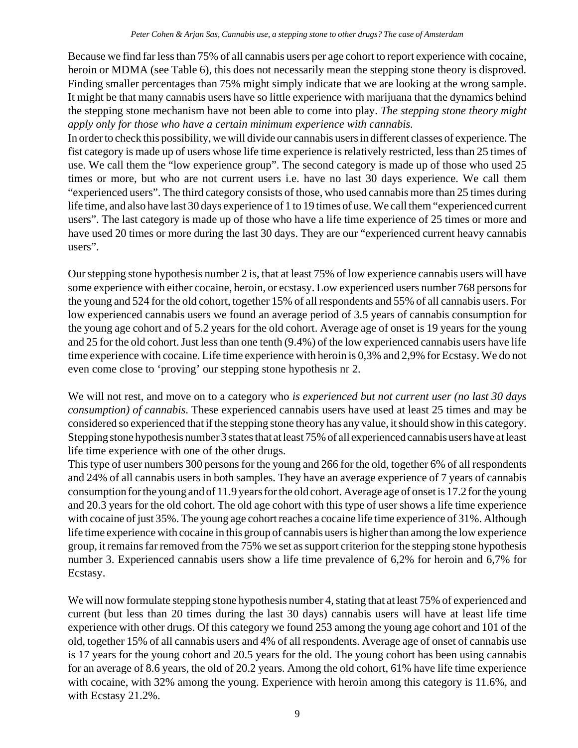Because we find far less than 75% of all cannabis users per age cohort to report experience with cocaine, heroin or MDMA (see Table 6), this does not necessarily mean the stepping stone theory is disproved. Finding smaller percentages than 75% might simply indicate that we are looking at the wrong sample. It might be that many cannabis users have so little experience with marijuana that the dynamics behind the stepping stone mechanism have not been able to come into play. *The stepping stone theory might apply only for those who have a certain minimum experience with cannabis.*

In order to check this possibility, we will divide our cannabis users in different classes of experience. The fist category is made up of users whose life time experience is relatively restricted, less than 25 times of use. We call them the "low experience group". The second category is made up of those who used 25 times or more, but who are not current users i.e. have no last 30 days experience. We call them "experienced users". The third category consists of those, who used cannabis more than 25 times during life time, and also have last 30 days experience of 1 to 19 times of use. We call them "experienced current users". The last category is made up of those who have a life time experience of 25 times or more and have used 20 times or more during the last 30 days. They are our "experienced current heavy cannabis users".

Our stepping stone hypothesis number 2 is, that at least 75% of low experience cannabis users will have some experience with either cocaine, heroin, or ecstasy. Low experienced users number 768 persons for the young and 524 for the old cohort, together 15% of all respondents and 55% of all cannabis users. For low experienced cannabis users we found an average period of 3.5 years of cannabis consumption for the young age cohort and of 5.2 years for the old cohort. Average age of onset is 19 years for the young and 25 for the old cohort. Just less than one tenth (9.4%) of the low experienced cannabis users have life time experience with cocaine. Life time experience with heroin is 0,3% and 2,9% for Ecstasy. We do not even come close to 'proving' our stepping stone hypothesis nr 2.

We will not rest, and move on to a category who *is experienced but not current user (no last 30 days consumption) of cannabis*. These experienced cannabis users have used at least 25 times and may be considered so experienced that if the stepping stone theory has any value, it should show in this category. Stepping stone hypothesis number 3 states that at least 75% of all experienced cannabis users have at least life time experience with one of the other drugs.

This type of user numbers 300 persons for the young and 266 for the old, together 6% of all respondents and 24% of all cannabis users in both samples. They have an average experience of 7 years of cannabis consumption for the young and of 11.9 years for the old cohort. Average age of onset is 17.2 for the young and 20.3 years for the old cohort. The old age cohort with this type of user shows a life time experience with cocaine of just 35%. The young age cohort reaches a cocaine life time experience of 31%. Although life time experience with cocaine in this group of cannabis users is higher than among the low experience group, it remains far removed from the 75% we set as support criterion for the stepping stone hypothesis number 3. Experienced cannabis users show a life time prevalence of 6,2% for heroin and 6,7% for Ecstasy.

We will now formulate stepping stone hypothesis number 4, stating that at least 75% of experienced and current (but less than 20 times during the last 30 days) cannabis users will have at least life time experience with other drugs. Of this category we found 253 among the young age cohort and 101 of the old, together 15% of all cannabis users and 4% of all respondents. Average age of onset of cannabis use is 17 years for the young cohort and 20.5 years for the old. The young cohort has been using cannabis for an average of 8.6 years, the old of 20.2 years. Among the old cohort, 61% have life time experience with cocaine, with 32% among the young. Experience with heroin among this category is 11.6%, and with Ecstasy 21.2%.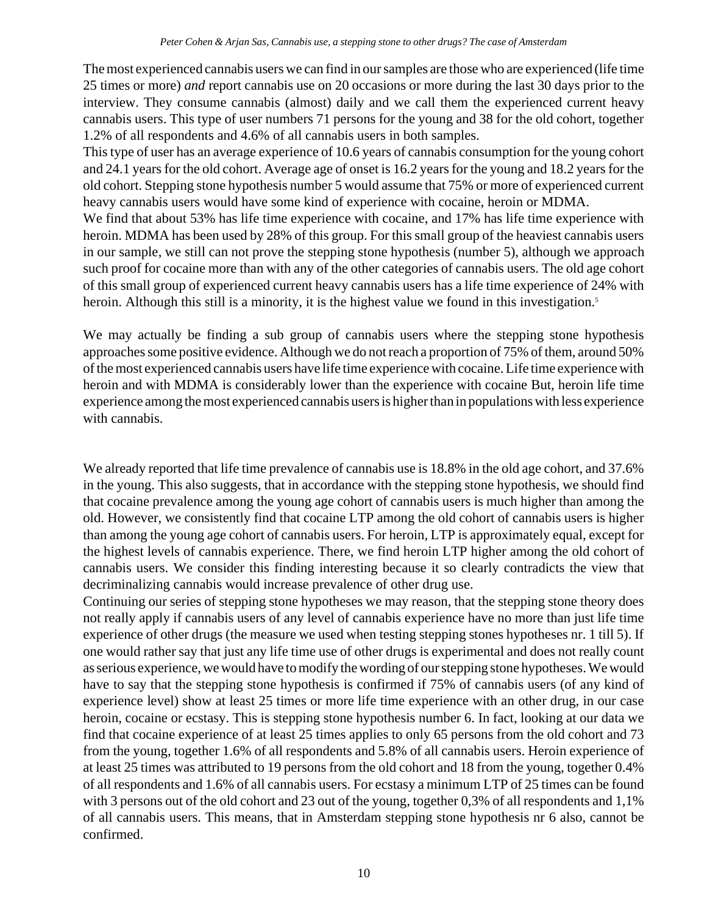The most experienced cannabis users we can find in our samples are those who are experienced (life time 25 times or more) *and* report cannabis use on 20 occasions or more during the last 30 days prior to the interview. They consume cannabis (almost) daily and we call them the experienced current heavy cannabis users. This type of user numbers 71 persons for the young and 38 for the old cohort, together 1.2% of all respondents and 4.6% of all cannabis users in both samples.

This type of user has an average experience of 10.6 years of cannabis consumption for the young cohort and 24.1 years for the old cohort. Average age of onset is 16.2 years for the young and 18.2 years for the old cohort. Stepping stone hypothesis number 5 would assume that 75% or more of experienced current heavy cannabis users would have some kind of experience with cocaine, heroin or MDMA.

We find that about 53% has life time experience with cocaine, and 17% has life time experience with heroin. MDMA has been used by 28% of this group. For this small group of the heaviest cannabis users in our sample, we still can not prove the stepping stone hypothesis (number 5), although we approach such proof for cocaine more than with any of the other categories of cannabis users. The old age cohort of this small group of experienced current heavy cannabis users has a life time experience of 24% with heroin. Although this still is a minority, it is the highest value we found in this investigation.[5]

We may actually be finding a sub group of cannabis users where the stepping stone hypothesis approaches some positive evidence. Although we do not reach a proportion of 75% of them, around 50% of the most experienced cannabis users have life time experience with cocaine. Life time experience with heroin and with MDMA is considerably lower than the experience with cocaine But, heroin life time experience among the most experienced cannabis users is higher than in populations with less experience with cannabis.

We already reported that life time prevalence of cannabis use is 18.8% in the old age cohort, and 37.6% in the young. This also suggests, that in accordance with the stepping stone hypothesis, we should find that cocaine prevalence among the young age cohort of cannabis users is much higher than among the old. However, we consistently find that cocaine LTP among the old cohort of cannabis users is higher than among the young age cohort of cannabis users. For heroin, LTP is approximately equal, except for the highest levels of cannabis experience. There, we find heroin LTP higher among the old cohort of cannabis users. We consider this finding interesting because it so clearly contradicts the view that decriminalizing cannabis would increase prevalence of other drug use.

Continuing our series of stepping stone hypotheses we may reason, that the stepping stone theory does not really apply if cannabis users of any level of cannabis experience have no more than just life time experience of other drugs (the measure we used when testing stepping stones hypotheses nr. 1 till 5). If one would rather say that just any life time use of other drugs is experimental and does not really count as serious experience, we would have to modify the wording of our stepping stone hypotheses. We would have to say that the stepping stone hypothesis is confirmed if 75% of cannabis users (of any kind of experience level) show at least 25 times or more life time experience with an other drug, in our case heroin, cocaine or ecstasy. This is stepping stone hypothesis number 6. In fact, looking at our data we find that cocaine experience of at least 25 times applies to only 65 persons from the old cohort and 73 from the young, together 1.6% of all respondents and 5.8% of all cannabis users. Heroin experience of at least 25 times was attributed to 19 persons from the old cohort and 18 from the young, together 0.4% of all respondents and 1.6% of all cannabis users. For ecstasy a minimum LTP of 25 times can be found with 3 persons out of the old cohort and 23 out of the young, together 0,3% of all respondents and 1,1% of all cannabis users. This means, that in Amsterdam stepping stone hypothesis nr 6 also, cannot be confirmed.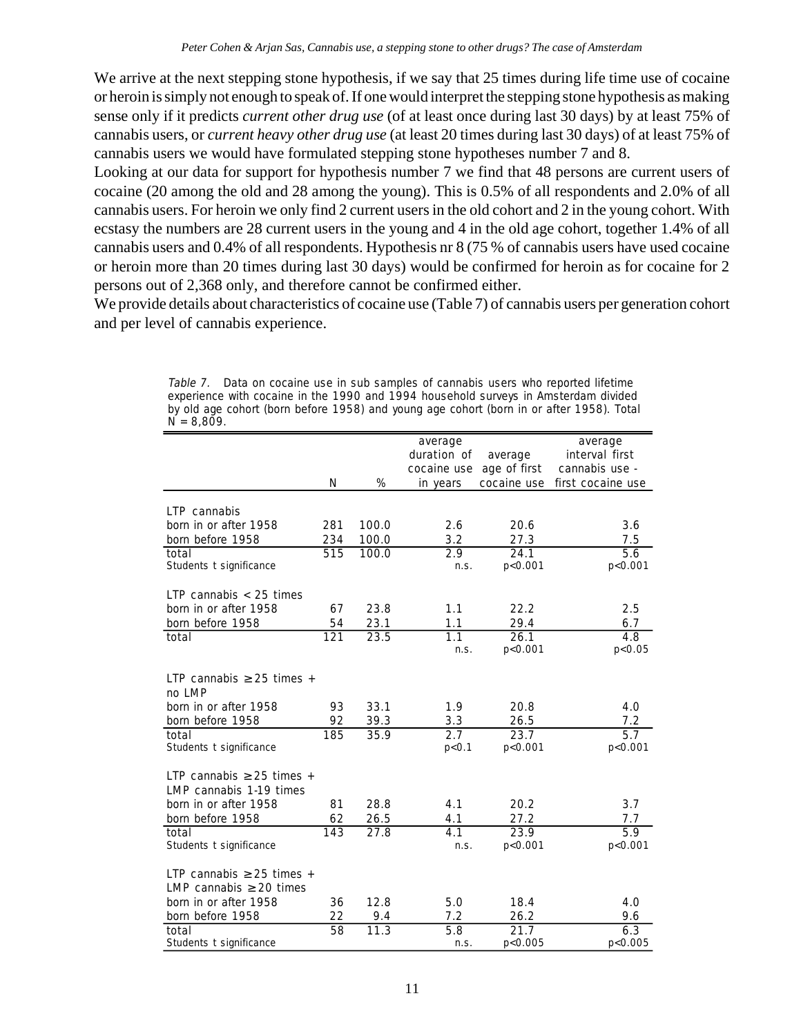We arrive at the next stepping stone hypothesis, if we say that 25 times during life time use of cocaine or heroin is simply not enough to speak of. If one would interpret the stepping stone hypothesis as making sense only if it predicts *current other drug use* (of at least once during last 30 days) by at least 75% of cannabis users, or *current heavy other drug use* (at least 20 times during last 30 days) of at least 75% of cannabis users we would have formulated stepping stone hypotheses number 7 and 8.

Looking at our data for support for hypothesis number 7 we find that 48 persons are current users of cocaine (20 among the old and 28 among the young). This is 0.5% of all respondents and 2.0% of all cannabis users. For heroin we only find 2 current users in the old cohort and 2 in the young cohort. With ecstasy the numbers are 28 current users in the young and 4 in the old age cohort, together 1.4% of all cannabis users and 0.4% of all respondents. Hypothesis nr 8 (75 % of cannabis users have used cocaine or heroin more than 20 times during last 30 days) would be confirmed for heroin as for cocaine for 2 persons out of 2,368 only, and therefore cannot be confirmed either.

We provide details about characteristics of cocaine use (Table 7) of cannabis users per generation cohort and per level of cannabis experience.

*Table 7.* Data on cocaine use in sub samples of cannabis users who reported lifetime experience with cocaine in the 1990 and 1994 household surveys in Amsterdam divided by old age cohort (born before 1958) and young age cohort (born in or after 1958). Total N = 8,809.

| | N | % | average duration of cocaine use in years | average age of first cocaine use | average interval first cannabis use - first cocaine use |
|---|---|---|---|---|---|
| **LTP cannabis** | | | | | |
| born in or after 1958 | 281 | 100.0 | 2.6 | 20.6 | 3.6 |
| born before 1958 | 234 | 100.0 | 3.2 | 27.3 | 7.5 |
| total | 515 | 100.0 | 2.9 | 24.1 | 5.6 |
| Students t significance | | | n.s. | p<0.001 | p<0.001 |
| **LTP cannabis < 25 times** | | | | | |
| born in or after 1958 | 67 | 23.8 | 1.1 | 22.2 | 2.5 |
| born before 1958 | 54 | 23.1 | 1.1 | 29.4 | 6.7 |
| total | 121 | 23.5 | 1.1 | 26.1 | 4.8 |
| | | | n.s. | p<0.001 | p<0.05 |
| **LTP cannabis ≥ 25 times + no LMP** | | | | | |
| born in or after 1958 | 93 | 33.1 | 1.9 | 20.8 | 4.0 |
| born before 1958 | 92 | 39.3 | 3.3 | 26.5 | 7.2 |
| total | 185 | 35.9 | 2.7 | 23.7 | 5.7 |
| Students t significance | | | p<0.1 | p<0.001 | p<0.001 |
| **LTP cannabis ≥ 25 times + LMP cannabis 1-19 times** | | | | | |
| born in or after 1958 | 81 | 28.8 | 4.1 | 20.2 | 3.7 |
| born before 1958 | 62 | 26.5 | 4.1 | 27.2 | 7.7 |
| total | 143 | 27.8 | 4.1 | 23.9 | 5.9 |
| Students t significance | | | n.s. | p<0.001 | p<0.001 |
| **LTP cannabis ≥ 25 times + LMP cannabis ≥ 20 times** | | | | | |
| born in or after 1958 | 36 | 12.8 | 5.0 | 18.4 | 4.0 |
| born before 1958 | 22 | 9.4 | 7.2 | 26.2 | 9.6 |
| total | 58 | 11.3 | 5.8 | 21.7 | 6.3 |
| Students t significance | | | n.s. | p<0.005 | p<0.005 |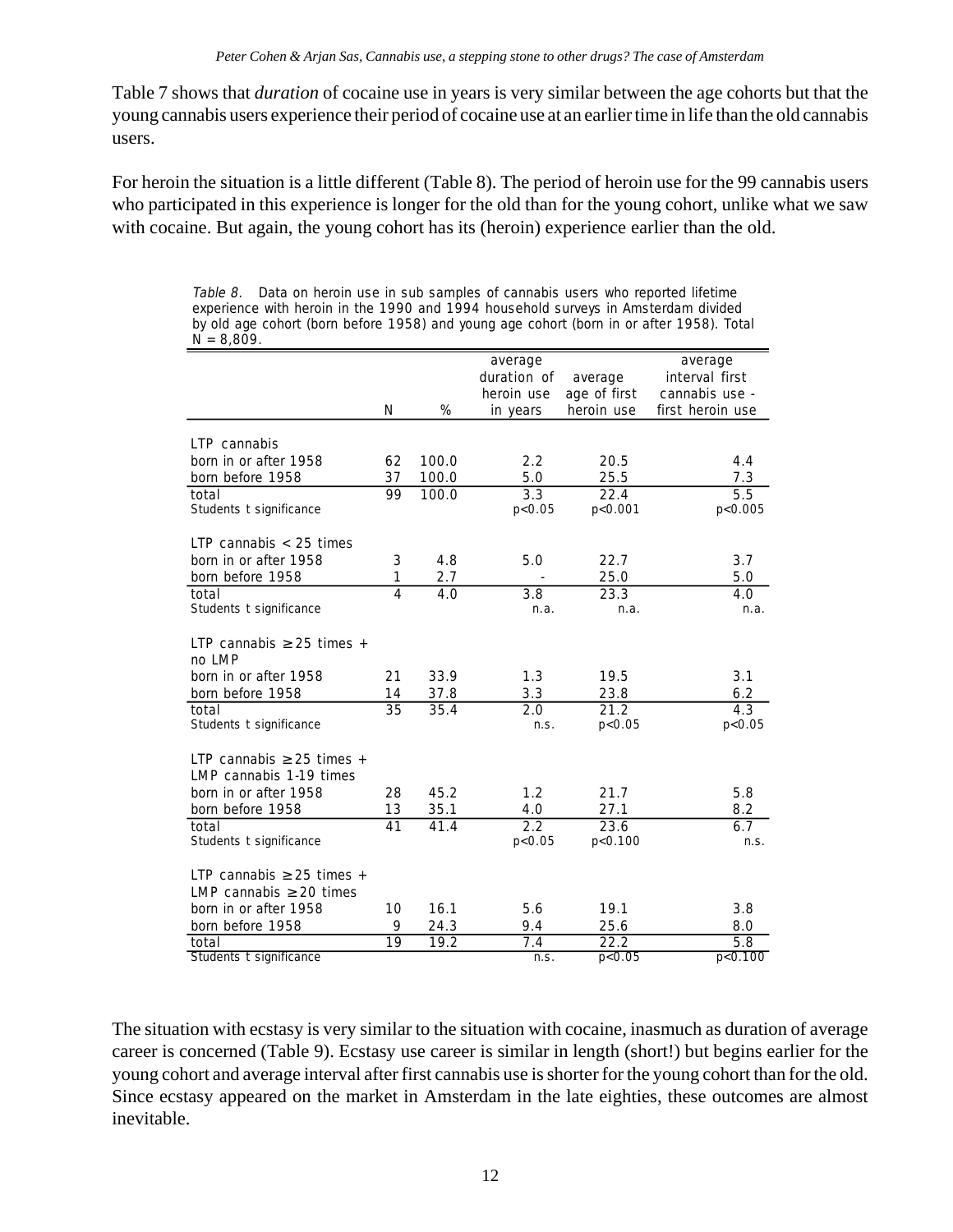Table 7 shows that *duration* of cocaine use in years is very similar between the age cohorts but that the young cannabis users experience their period of cocaine use at an earlier time in life than the old cannabis users.

For heroin the situation is a little different (Table 8). The period of heroin use for the 99 cannabis users who participated in this experience is longer for the old than for the young cohort, unlike what we saw with cocaine. But again, the young cohort has its (heroin) experience earlier than the old.

*Table 8.* Data on heroin use in sub samples of cannabis users who reported lifetime experience with heroin in the 1990 and 1994 household surveys in Amsterdam divided by old age cohort (born before 1958) and young age cohort (born in or after 1958). Total N = 8,809.

| | N | % | average duration of heroin use in years | average age of first heroin use | average interval first cannabis use - first heroin use |
|---|---|---|---|---|---|
| **LTP cannabis** | | | | | |
| born in or after 1958 | 62 | 100.0 | 2.2 | 20.5 | 4.4 |
| born before 1958 | 37 | 100.0 | 5.0 | 25.5 | 7.3 |
| total | 99 | 100.0 | 3.3 | 22.4 | 5.5 |
| Students t significance | | | $p<0.05$ | $p<0.001$ | $p<0.005$ |
| **LTP cannabis < 25 times** | | | | | |
| born in or after 1958 | 3 | 4.8 | 5.0 | 22.7 | 3.7 |
| born before 1958 | 1 | 2.7 | - | 25.0 | 5.0 |
| total | 4 | 4.0 | 3.8 | 23.3 | 4.0 |
| Students t significance | | | n.a. | n.a. | n.a. |
| **LTP cannabis ≥ 25 times + no LMP** | | | | | |
| born in or after 1958 | 21 | 33.9 | 1.3 | 19.5 | 3.1 |
| born before 1958 | 14 | 37.8 | 3.3 | 23.8 | 6.2 |
| total | 35 | 35.4 | 2.0 | 21.2 | 4.3 |
| Students t significance | | | n.s. | $p<0.05$ | $p<0.05$ |
| **LTP cannabis ≥ 25 times + LMP cannabis 1-19 times** | | | | | |
| born in or after 1958 | 28 | 45.2 | 1.2 | 21.7 | 5.8 |
| born before 1958 | 13 | 35.1 | 4.0 | 27.1 | 8.2 |
| total | 41 | 41.4 | 2.2 | 23.6 | 6.7 |
| Students t significance | | | $p<0.05$ | $p<0.100$ | n.s. |
| **LTP cannabis ≥ 25 times + LMP cannabis ≥ 20 times** | | | | | |
| born in or after 1958 | 10 | 16.1 | 5.6 | 19.1 | 3.8 |
| born before 1958 | 9 | 24.3 | 9.4 | 25.6 | 8.0 |
| total | 19 | 19.2 | 7.4 | 22.2 | 5.8 |
| Students t significance | | | n.s. | $p<0.05$ | $p<0.100$ |

The situation with ecstasy is very similar to the situation with cocaine, inasmuch as duration of average career is concerned (Table 9). Ecstasy use career is similar in length (short!) but begins earlier for the young cohort and average interval after first cannabis use is shorter for the young cohort than for the old. Since ecstasy appeared on the market in Amsterdam in the late eighties, these outcomes are almost inevitable.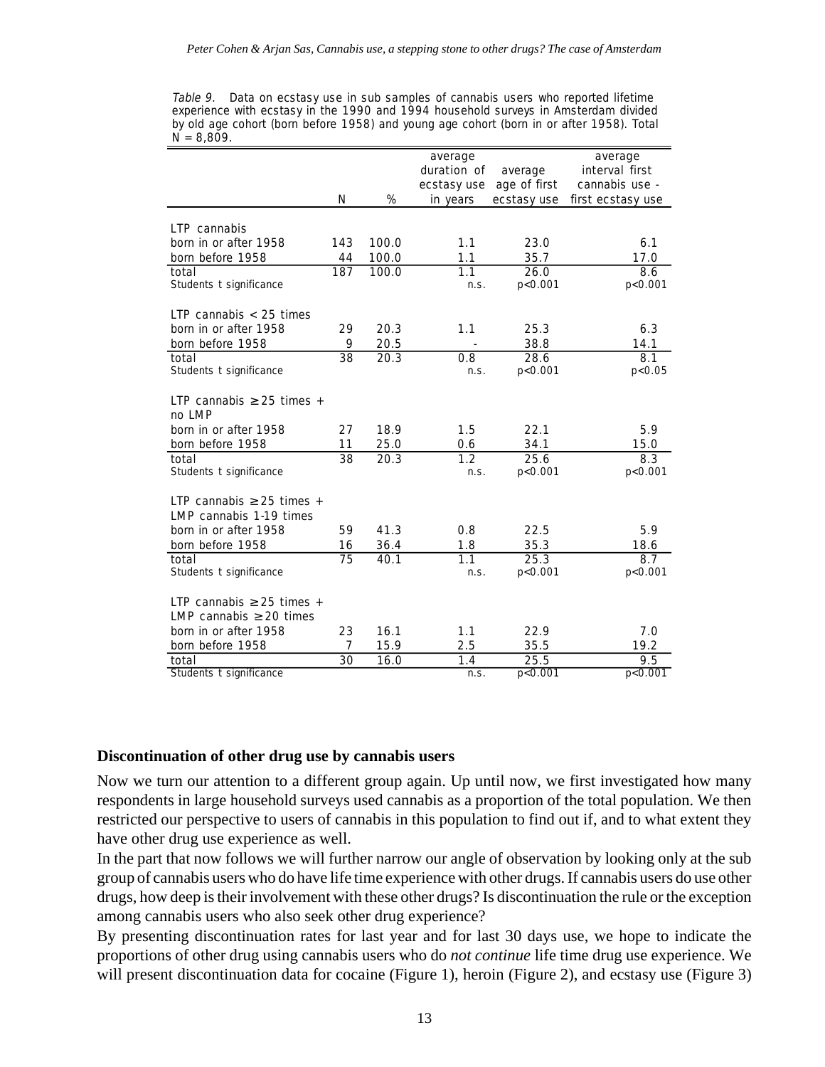*Table 9.* Data on ecstasy use in sub samples of cannabis users who reported lifetime experience with ecstasy in the 1990 and 1994 household surveys in Amsterdam divided by old age cohort (born before 1958) and young age cohort (born in or after 1958). Total N = 8,809.

| | N | % | average duration of ecstasy use in years | average age of first ecstasy use | average interval first cannabis use - first ecstasy use |
|---|---|---|---|---|---|
| LTP cannabis | | | | | |
| born in or after 1958 | 143 | 100.0 | 1.1 | 23.0 | 6.1 |
| born before 1958 | 44 | 100.0 | 1.1 | 35.7 | 17.0 |
| total | 187 | 100.0 | 1.1 | 26.0 | 8.6 |
| Students t significance | | | n.s. | p<0.001 | p<0.001 |
| LTP cannabis < 25 times | | | | | |
| born in or after 1958 | 29 | 20.3 | 1.1 | 25.3 | 6.3 |
| born before 1958 | 9 | 20.5 | - | 38.8 | 14.1 |
| total | 38 | 20.3 | 0.8 | 28.6 | 8.1 |
| Students t significance | | | n.s. | p<0.001 | p<0.05 |
| LTP cannabis ≥ 25 times + no LMP | | | | | |
| born in or after 1958 | 27 | 18.9 | 1.5 | 22.1 | 5.9 |
| born before 1958 | 11 | 25.0 | 0.6 | 34.1 | 15.0 |
| total | 38 | 20.3 | 1.2 | 25.6 | 8.3 |
| Students t significance | | | n.s. | p<0.001 | p<0.001 |
| LTP cannabis ≥ 25 times + LMP cannabis 1-19 times | | | | | |
| born in or after 1958 | 59 | 41.3 | 0.8 | 22.5 | 5.9 |
| born before 1958 | 16 | 36.4 | 1.8 | 35.3 | 18.6 |
| total | 75 | 40.1 | 1.1 | 25.3 | 8.7 |
| Students t significance | | | n.s. | p<0.001 | p<0.001 |
| LTP cannabis ≥ 25 times + LMP cannabis ≥ 20 times | | | | | |
| born in or after 1958 | 23 | 16.1 | 1.1 | 22.9 | 7.0 |
| born before 1958 | 7 | 15.9 | 2.5 | 35.5 | 19.2 |
| total | 30 | 16.0 | 1.4 | 25.5 | 9.5 |
| Students t significance | | | n.s. | p<0.001 | p<0.001 |

**Discontinuation of other drug use by cannabis users**

Now we turn our attention to a different group again. Up until now, we first investigated how many respondents in large household surveys used cannabis as a proportion of the total population. We then restricted our perspective to users of cannabis in this population to find out if, and to what extent they have other drug use experience as well.

In the part that now follows we will further narrow our angle of observation by looking only at the sub group of cannabis users who do have life time experience with other drugs. If cannabis users do use other drugs, how deep is their involvement with these other drugs? Is discontinuation the rule or the exception among cannabis users who also seek other drug experience?

By presenting discontinuation rates for last year and for last 30 days use, we hope to indicate the proportions of other drug using cannabis users who do *not continue* life time drug use experience. We will present discontinuation data for cocaine (Figure 1), heroin (Figure 2), and ecstasy use (Figure 3)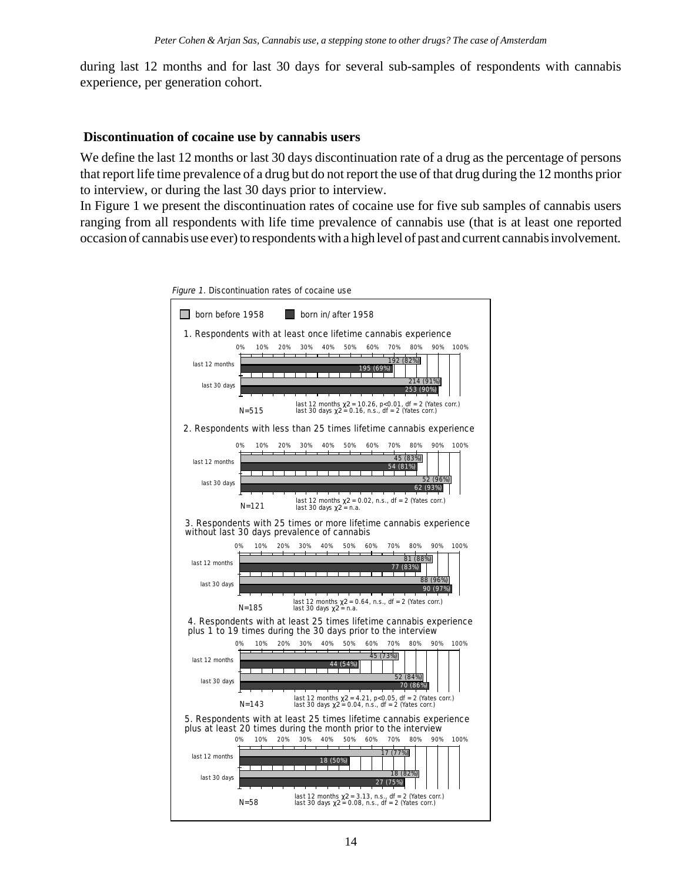during last 12 months and for last 30 days for several sub-samples of respondents with cannabis experience, per generation cohort.

## Discontinuation of cocaine use by cannabis users

We define the last 12 months or last 30 days discontinuation rate of a drug as the percentage of persons that report life time prevalence of a drug but do not report the use of that drug during the 12 months prior to interview, or during the last 30 days prior to interview.

In Figure 1 we present the discontinuation rates of cocaine use for five sub samples of cannabis users ranging from all respondents with life time prevalence of cannabis use (that is at least one reported occasion of cannabis use ever) to respondents with a high level of past and current cannabis involvement.

*Figure 1.* Discontinuation rates of cocaine use

| Sub-sample | Period | born before 1958 | born in/after 1958 | Test |
|---|---|---|---|---|
| 1. Respondents with at least once lifetime cannabis experience (N=515) | last 12 months | 192 (82%) | 195 (69%) | $\chi 2 = 10.26$, $p<0.01$, df = 2 (Yates corr.) |
| | last 30 days | 214 (91%) | 253 (90%) | $\chi 2 = 0.16$, n.s., df = 2 (Yates corr.) |
| 2. Respondents with less than 25 times lifetime cannabis experience (N=121) | last 12 months | 45 (83%) | 54 (81%) | $\chi 2 = 0.02$, n.s., df = 2 (Yates corr.) |
| | last 30 days | 52 (96%) | 62 (93%) | $\chi 2$ = n.a. |
| 3. Respondents with 25 times or more lifetime cannabis experience without last 30 days prevalence of cannabis (N=185) | last 12 months | 81 (88%) | 77 (83%) | $\chi 2 = 0.64$, n.s., df = 2 (Yates corr.) |
| | last 30 days | 88 (96%) | 90 (97%) | $\chi 2$ = n.a. |
| 4. Respondents with at least 25 times lifetime cannabis experience plus 1 to 19 times during the 30 days prior to the interview (N=143) | last 12 months | 45 (73%) | 44 (54%) | $\chi 2 = 4.21$, $p<0.05$, df = 2 (Yates corr.) |
| | last 30 days | 52 (84%) | 70 (86%) | $\chi 2 = 0.04$, n.s., df = 2 (Yates corr.) |
| 5. Respondents with at least 25 times lifetime cannabis experience plus at least 20 times during the month prior to the interview (N=58) | last 12 months | 17 (77%) | 18 (50%) | $\chi 2 = 3.13$, n.s., df = 2 (Yates corr.) |
| | last 30 days | 18 (82%) | 27 (75%) | $\chi 2 = 0.08$, n.s., df = 2 (Yates corr.) |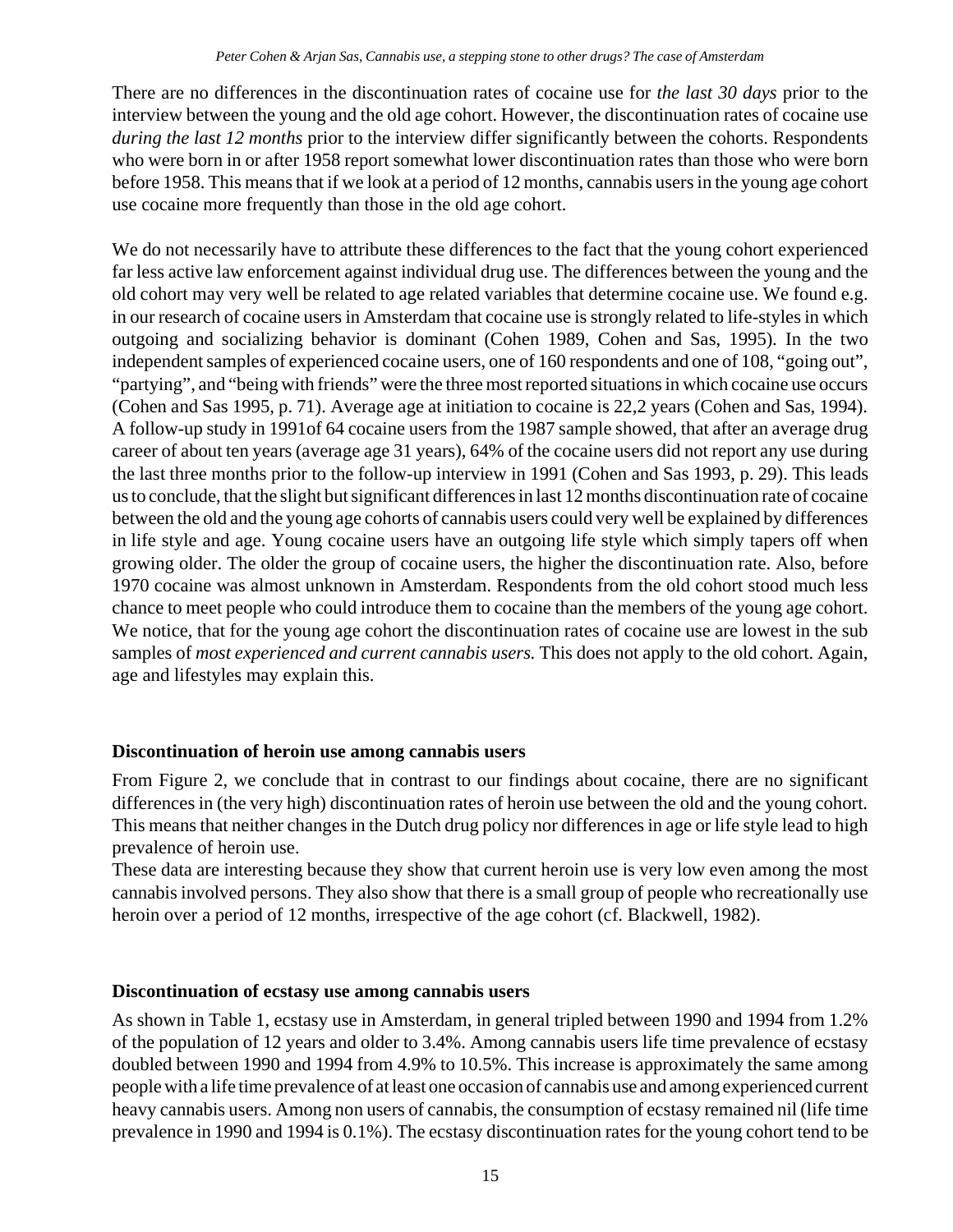There are no differences in the discontinuation rates of cocaine use for *the last 30 days* prior to the interview between the young and the old age cohort. However, the discontinuation rates of cocaine use *during the last 12 months* prior to the interview differ significantly between the cohorts. Respondents who were born in or after 1958 report somewhat lower discontinuation rates than those who were born before 1958. This means that if we look at a period of 12 months, cannabis users in the young age cohort use cocaine more frequently than those in the old age cohort.

We do not necessarily have to attribute these differences to the fact that the young cohort experienced far less active law enforcement against individual drug use. The differences between the young and the old cohort may very well be related to age related variables that determine cocaine use. We found e.g. in our research of cocaine users in Amsterdam that cocaine use is strongly related to life-styles in which outgoing and socializing behavior is dominant (Cohen 1989, Cohen and Sas, 1995). In the two independent samples of experienced cocaine users, one of 160 respondents and one of 108, "going out", "partying", and "being with friends" were the three most reported situations in which cocaine use occurs (Cohen and Sas 1995, p. 71). Average age at initiation to cocaine is 22,2 years (Cohen and Sas, 1994). A follow-up study in 1991of 64 cocaine users from the 1987 sample showed, that after an average drug career of about ten years (average age 31 years), 64% of the cocaine users did not report any use during the last three months prior to the follow-up interview in 1991 (Cohen and Sas 1993, p. 29). This leads us to conclude, that the slight but significant differences in last 12 months discontinuation rate of cocaine between the old and the young age cohorts of cannabis users could very well be explained by differences in life style and age. Young cocaine users have an outgoing life style which simply tapers off when growing older. The older the group of cocaine users, the higher the discontinuation rate. Also, before 1970 cocaine was almost unknown in Amsterdam. Respondents from the old cohort stood much less chance to meet people who could introduce them to cocaine than the members of the young age cohort. We notice, that for the young age cohort the discontinuation rates of cocaine use are lowest in the sub samples of *most experienced and current cannabis users.* This does not apply to the old cohort. Again, age and lifestyles may explain this.

### Discontinuation of heroin use among cannabis users

From Figure 2, we conclude that in contrast to our findings about cocaine, there are no significant differences in (the very high) discontinuation rates of heroin use between the old and the young cohort. This means that neither changes in the Dutch drug policy nor differences in age or life style lead to high prevalence of heroin use.

These data are interesting because they show that current heroin use is very low even among the most cannabis involved persons. They also show that there is a small group of people who recreationally use heroin over a period of 12 months, irrespective of the age cohort (cf. Blackwell, 1982).

### Discontinuation of ecstasy use among cannabis users

As shown in Table 1, ecstasy use in Amsterdam, in general tripled between 1990 and 1994 from 1.2% of the population of 12 years and older to 3.4%. Among cannabis users life time prevalence of ecstasy doubled between 1990 and 1994 from 4.9% to 10.5%. This increase is approximately the same among people with a life time prevalence of at least one occasion of cannabis use and among experienced current heavy cannabis users. Among non users of cannabis, the consumption of ecstasy remained nil (life time prevalence in 1990 and 1994 is 0.1%). The ecstasy discontinuation rates for the young cohort tend to be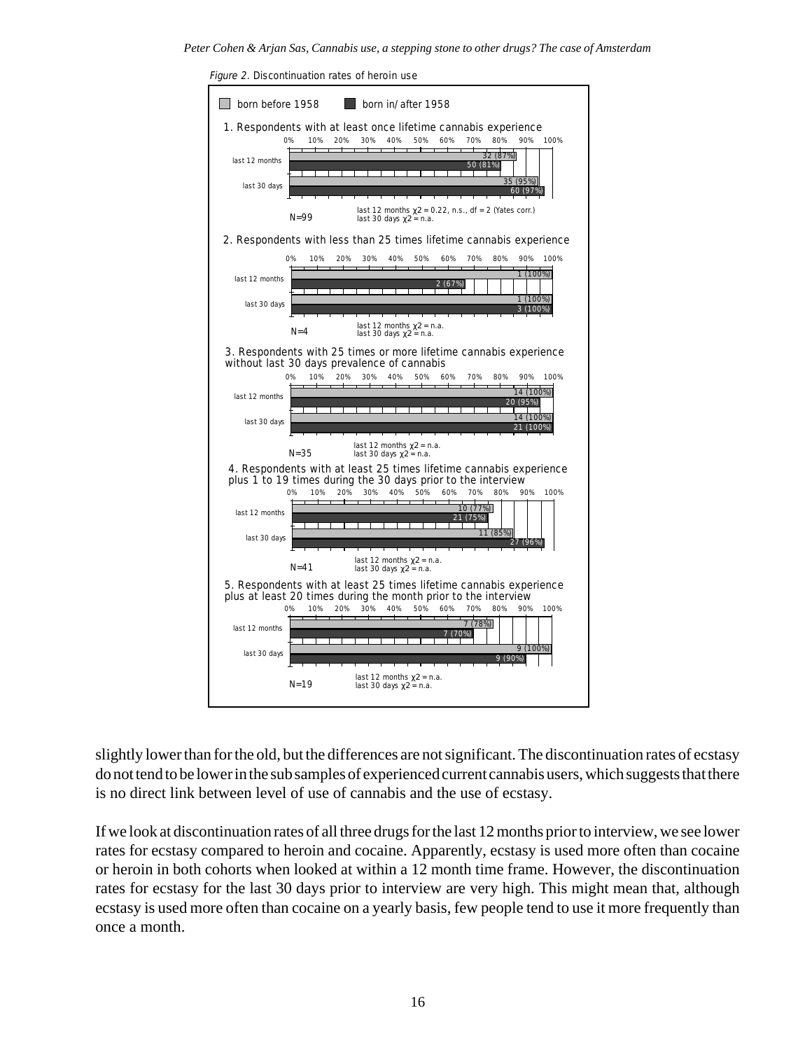*Figure 2.* Discontinuation rates of heroin use

born before 1958 | born in/after 1958

**1. Respondents with at least once lifetime cannabis experience**

| | born before 1958 | born in/after 1958 |
|---|---|---|
| last 12 months | 32 (87%) | 50 (81%) |
| last 30 days | 35 (95%) | 60 (97%) |

N=99

last 12 months $\chi 2 = 0.22$, n.s., df = 2 (Yates corr.)
last 30 days $\chi 2$ = n.a.

**2. Respondents with less than 25 times lifetime cannabis experience**

| | born before 1958 | born in/after 1958 |
|---|---|---|
| last 12 months | 1 (100%) | 2 (67%) |
| last 30 days | 1 (100%) | 3 (100%) |

N=4

last 12 months $\chi 2$ = n.a.
last 30 days $\chi 2$ = n.a.

**3. Respondents with 25 times or more lifetime cannabis experience without last 30 days prevalence of cannabis**

| | born before 1958 | born in/after 1958 |
|---|---|---|
| last 12 months | 14 (100%) | 20 (95%) |
| last 30 days | 14 (100%) | 21 (100%) |

N=35

last 12 months $\chi 2$ = n.a.
last 30 days $\chi 2$ = n.a.

**4. Respondents with at least 25 times lifetime cannabis experience plus 1 to 19 times during the 30 days prior to the interview**

| | born before 1958 | born in/after 1958 |
|---|---|---|
| last 12 months | 10 (77%) | 21 (75%) |
| last 30 days | 11 (85%) | 27 (96%) |

N=41

last 12 months $\chi 2$ = n.a.
last 30 days $\chi 2$ = n.a.

**5. Respondents with at least 25 times lifetime cannabis experience plus at least 20 times during the month prior to the interview**

| | born before 1958 | born in/after 1958 |
|---|---|---|
| last 12 months | 7 (78%) | 7 (70%) |
| last 30 days | 9 (100%) | 9 (90%) |

N=19

last 12 months $\chi 2$ = n.a.
last 30 days $\chi 2$ = n.a.

slightly lower than for the old, but the differences are not significant. The discontinuation rates of ecstasy do not tend to be lower in the sub samples of experienced current cannabis users, which suggests that there is no direct link between level of use of cannabis and the use of ecstasy.

If we look at discontinuation rates of all three drugs for the last 12 months prior to interview, we see lower rates for ecstasy compared to heroin and cocaine. Apparently, ecstasy is used more often than cocaine or heroin in both cohorts when looked at within a 12 month time frame. However, the discontinuation rates for ecstasy for the last 30 days prior to interview are very high. This might mean that, although ecstasy is used more often than cocaine on a yearly basis, few people tend to use it more frequently than once a month.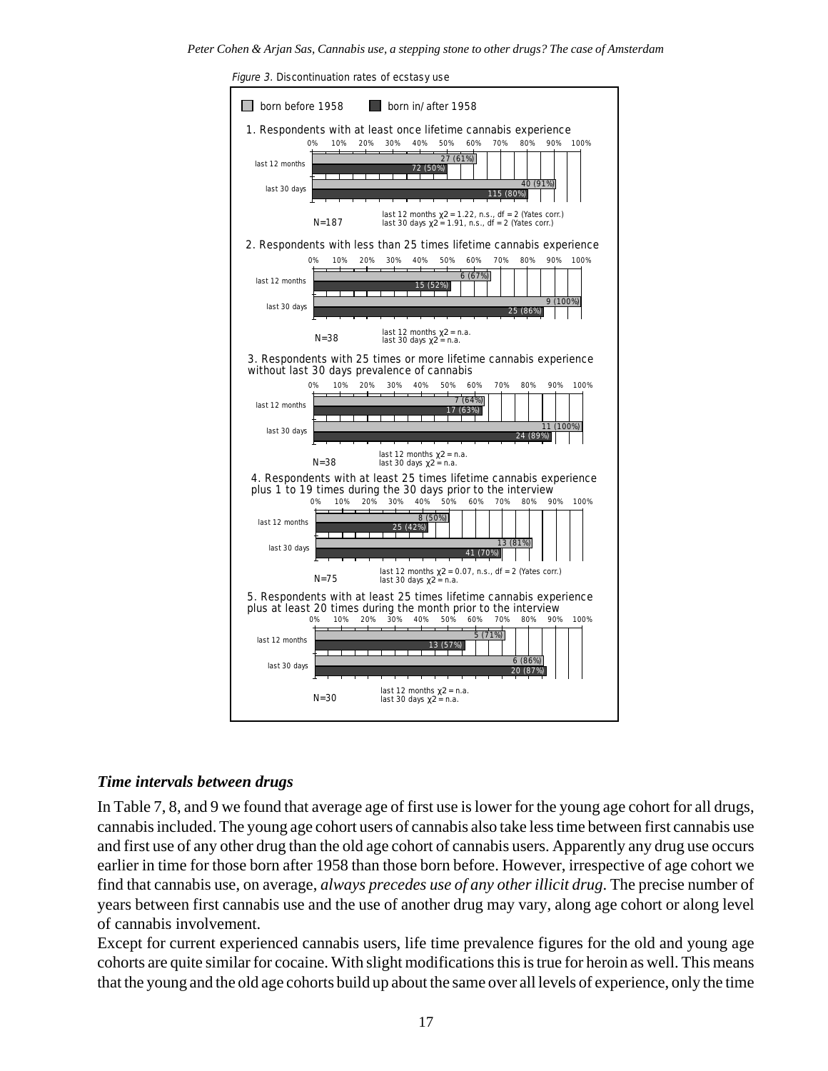*Figure 3. Discontinuation rates of ecstasy use*

born before 1958 / born in/after 1958

1. Respondents with at least once lifetime cannabis experience

| | born before 1958 | born in/after 1958 |
|---|---|---|
| last 12 months | 27 (61%) | 72 (50%) |
| last 30 days | 40 (91%) | 115 (80%) |

N=187 — last 12 months $\chi 2$ = 1.22, n.s., df = 2 (Yates corr.); last 30 days $\chi 2$ = 1.91, n.s., df = 2 (Yates corr.)

2. Respondents with less than 25 times lifetime cannabis experience

| | born before 1958 | born in/after 1958 |
|---|---|---|
| last 12 months | 6 (67%) | 15 (52%) |
| last 30 days | 9 (100%) | 25 (86%) |

N=38 — last 12 months $\chi 2$ = n.a.; last 30 days $\chi 2$ = n.a.

3. Respondents with 25 times or more lifetime cannabis experience without last 30 days prevalence of cannabis

| | born before 1958 | born in/after 1958 |
|---|---|---|
| last 12 months | 7 (64%) | 17 (63%) |
| last 30 days | 11 (100%) | 24 (89%) |

N=38 — last 12 months $\chi 2$ = n.a.; last 30 days $\chi 2$ = n.a.

4. Respondents with at least 25 times lifetime cannabis experience plus 1 to 19 times during the 30 days prior to the interview

| | born before 1958 | born in/after 1958 |
|---|---|---|
| last 12 months | 8 (50%) | 25 (42%) |
| last 30 days | 13 (81%) | 41 (70%) |

N=75 — last 12 months $\chi 2$ = 0.07, n.s., df = 2 (Yates corr.); last 30 days $\chi 2$ = n.a.

5. Respondents with at least 25 times lifetime cannabis experience plus at least 20 times during the month prior to the interview

| | born before 1958 | born in/after 1958 |
|---|---|---|
| last 12 months | 5 (71%) | 13 (57%) |
| last 30 days | 6 (86%) | 20 (87%) |

N=30 — last 12 months $\chi 2$ = n.a.; last 30 days $\chi 2$ = n.a.

### *Time intervals between drugs*

In Table 7, 8, and 9 we found that average age of first use is lower for the young age cohort for all drugs, cannabis included. The young age cohort users of cannabis also take less time between first cannabis use and first use of any other drug than the old age cohort of cannabis users. Apparently any drug use occurs earlier in time for those born after 1958 than those born before. However, irrespective of age cohort we find that cannabis use, on average, *always precedes use of any other illicit drug*. The precise number of years between first cannabis use and the use of another drug may vary, along age cohort or along level of cannabis involvement.

Except for current experienced cannabis users, life time prevalence figures for the old and young age cohorts are quite similar for cocaine. With slight modifications this is true for heroin as well. This means that the young and the old age cohorts build up about the same over all levels of experience, only the time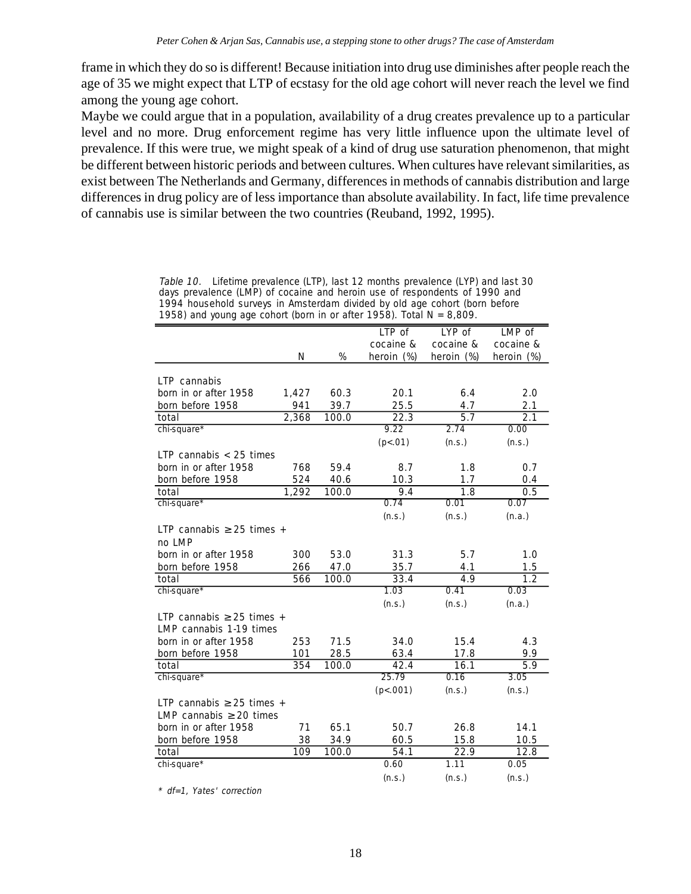frame in which they do so is different! Because initiation into drug use diminishes after people reach the age of 35 we might expect that LTP of ecstasy for the old age cohort will never reach the level we find among the young age cohort.

Maybe we could argue that in a population, availability of a drug creates prevalence up to a particular level and no more. Drug enforcement regime has very little influence upon the ultimate level of prevalence. If this were true, we might speak of a kind of drug use saturation phenomenon, that might be different between historic periods and between cultures. When cultures have relevant similarities, as exist between The Netherlands and Germany, differences in methods of cannabis distribution and large differences in drug policy are of less importance than absolute availability. In fact, life time prevalence of cannabis use is similar between the two countries (Reuband, 1992, 1995).

*Table 10.* Lifetime prevalence (LTP), last 12 months prevalence (LYP) and last 30 days prevalence (LMP) of cocaine and heroin use of respondents of 1990 and 1994 household surveys in Amsterdam divided by old age cohort (born before 1958) and young age cohort (born in or after 1958). Total N = 8,809.

| | N | % | LTP of cocaine & heroin (%) | LYP of cocaine & heroin (%) | LMP of cocaine & heroin (%) |
|---|---|---|---|---|---|
| LTP cannabis | | | | | |
| born in or after 1958 | 1,427 | 60.3 | 20.1 | 6.4 | 2.0 |
| born before 1958 | 941 | 39.7 | 25.5 | 4.7 | 2.1 |
| total | 2,368 | 100.0 | 22.3 | 5.7 | 2.1 |
| chi-square* | | | 9.22 (p<.01) | 2.74 (n.s.) | 0.00 (n.s.) |
| LTP cannabis < 25 times | | | | | |
| born in or after 1958 | 768 | 59.4 | 8.7 | 1.8 | 0.7 |
| born before 1958 | 524 | 40.6 | 10.3 | 1.7 | 0.4 |
| total | 1,292 | 100.0 | 9.4 | 1.8 | 0.5 |
| chi-square* | | | 0.74 (n.s.) | 0.01 (n.s.) | 0.07 (n.a.) |
| LTP cannabis ≥ 25 times + no LMP | | | | | |
| born in or after 1958 | 300 | 53.0 | 31.3 | 5.7 | 1.0 |
| born before 1958 | 266 | 47.0 | 35.7 | 4.1 | 1.5 |
| total | 566 | 100.0 | 33.4 | 4.9 | 1.2 |
| chi-square* | | | 1.03 (n.s.) | 0.41 (n.s.) | 0.03 (n.a.) |
| LTP cannabis ≥ 25 times + LMP cannabis 1-19 times | | | | | |
| born in or after 1958 | 253 | 71.5 | 34.0 | 15.4 | 4.3 |
| born before 1958 | 101 | 28.5 | 63.4 | 17.8 | 9.9 |
| total | 354 | 100.0 | 42.4 | 16.1 | 5.9 |
| chi-square* | | | 25.79 (p<.001) | 0.16 (n.s.) | 3.05 (n.s.) |
| LTP cannabis ≥ 25 times + LMP cannabis ≥ 20 times | | | | | |
| born in or after 1958 | 71 | 65.1 | 50.7 | 26.8 | 14.1 |
| born before 1958 | 38 | 34.9 | 60.5 | 15.8 | 10.5 |
| total | 109 | 100.0 | 54.1 | 22.9 | 12.8 |
| chi-square* | | | 0.60 (n.s.) | 1.11 (n.s.) | 0.05 (n.s.) |

\* df=1, Yates' correction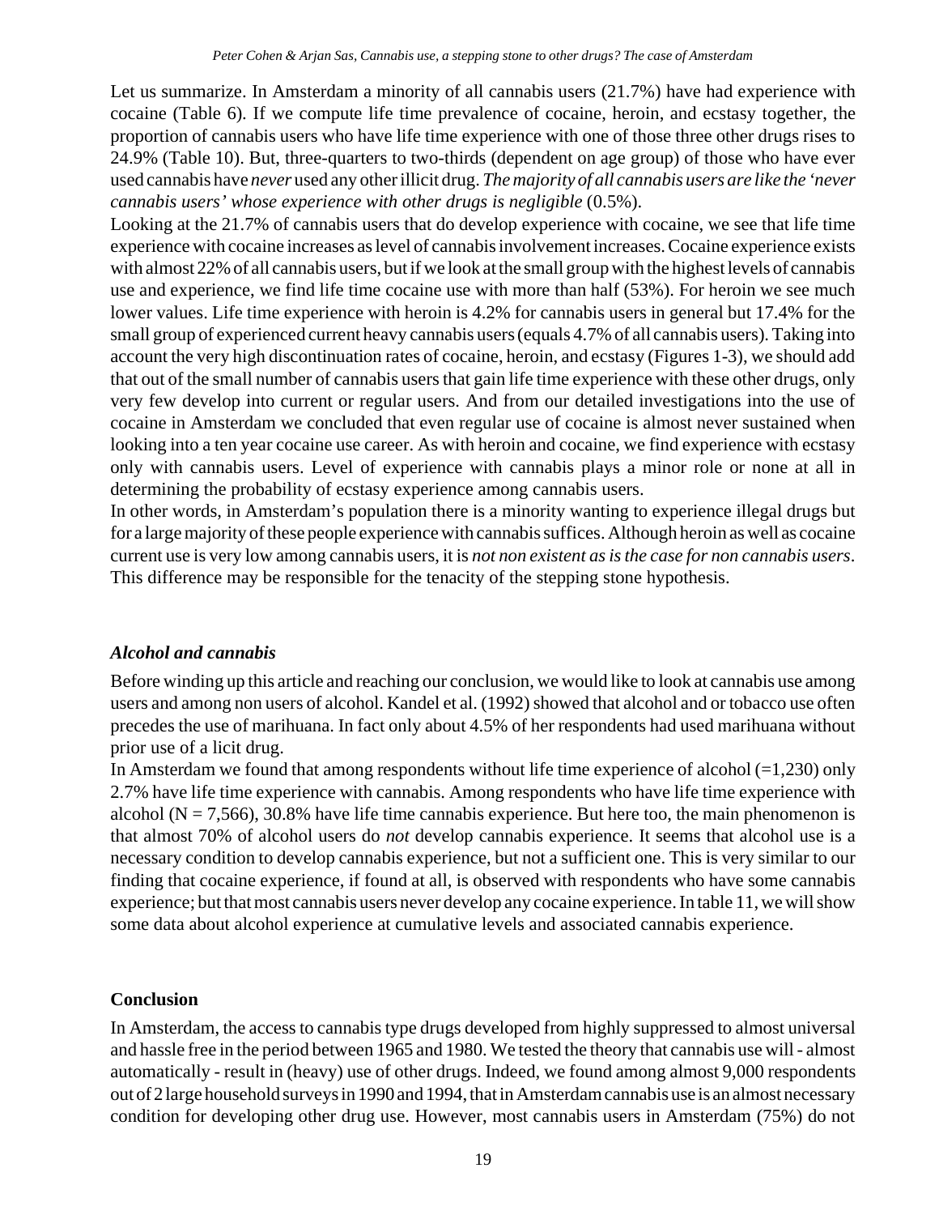Let us summarize. In Amsterdam a minority of all cannabis users (21.7%) have had experience with cocaine (Table 6). If we compute life time prevalence of cocaine, heroin, and ecstasy together, the proportion of cannabis users who have life time experience with one of those three other drugs rises to 24.9% (Table 10). But, three-quarters to two-thirds (dependent on age group) of those who have ever used cannabis have *never* used any other illicit drug. *The majority of all cannabis users are like the 'never cannabis users' whose experience with other drugs is negligible* (0.5%).

Looking at the 21.7% of cannabis users that do develop experience with cocaine, we see that life time experience with cocaine increases as level of cannabis involvement increases. Cocaine experience exists with almost 22% of all cannabis users, but if we look at the small group with the highest levels of cannabis use and experience, we find life time cocaine use with more than half (53%). For heroin we see much lower values. Life time experience with heroin is 4.2% for cannabis users in general but 17.4% for the small group of experienced current heavy cannabis users (equals 4.7% of all cannabis users). Taking into account the very high discontinuation rates of cocaine, heroin, and ecstasy (Figures 1-3), we should add that out of the small number of cannabis users that gain life time experience with these other drugs, only very few develop into current or regular users. And from our detailed investigations into the use of cocaine in Amsterdam we concluded that even regular use of cocaine is almost never sustained when looking into a ten year cocaine use career. As with heroin and cocaine, we find experience with ecstasy only with cannabis users. Level of experience with cannabis plays a minor role or none at all in determining the probability of ecstasy experience among cannabis users.

In other words, in Amsterdam's population there is a minority wanting to experience illegal drugs but for a large majority of these people experience with cannabis suffices. Although heroin as well as cocaine current use is very low among cannabis users, it is *not non existent as is the case for non cannabis users*. This difference may be responsible for the tenacity of the stepping stone hypothesis.

### *Alcohol and cannabis*

Before winding up this article and reaching our conclusion, we would like to look at cannabis use among users and among non users of alcohol. Kandel et al. (1992) showed that alcohol and or tobacco use often precedes the use of marihuana. In fact only about 4.5% of her respondents had used marihuana without prior use of a licit drug.

In Amsterdam we found that among respondents without life time experience of alcohol (=1,230) only 2.7% have life time experience with cannabis. Among respondents who have life time experience with alcohol (N = 7,566), 30.8% have life time cannabis experience. But here too, the main phenomenon is that almost 70% of alcohol users do *not* develop cannabis experience. It seems that alcohol use is a necessary condition to develop cannabis experience, but not a sufficient one. This is very similar to our finding that cocaine experience, if found at all, is observed with respondents who have some cannabis experience; but that most cannabis users never develop any cocaine experience. In table 11, we will show some data about alcohol experience at cumulative levels and associated cannabis experience.

## Conclusion

In Amsterdam, the access to cannabis type drugs developed from highly suppressed to almost universal and hassle free in the period between 1965 and 1980. We tested the theory that cannabis use will - almost automatically - result in (heavy) use of other drugs. Indeed, we found among almost 9,000 respondents out of 2 large household surveys in 1990 and 1994, that in Amsterdam cannabis use is an almost necessary condition for developing other drug use. However, most cannabis users in Amsterdam (75%) do not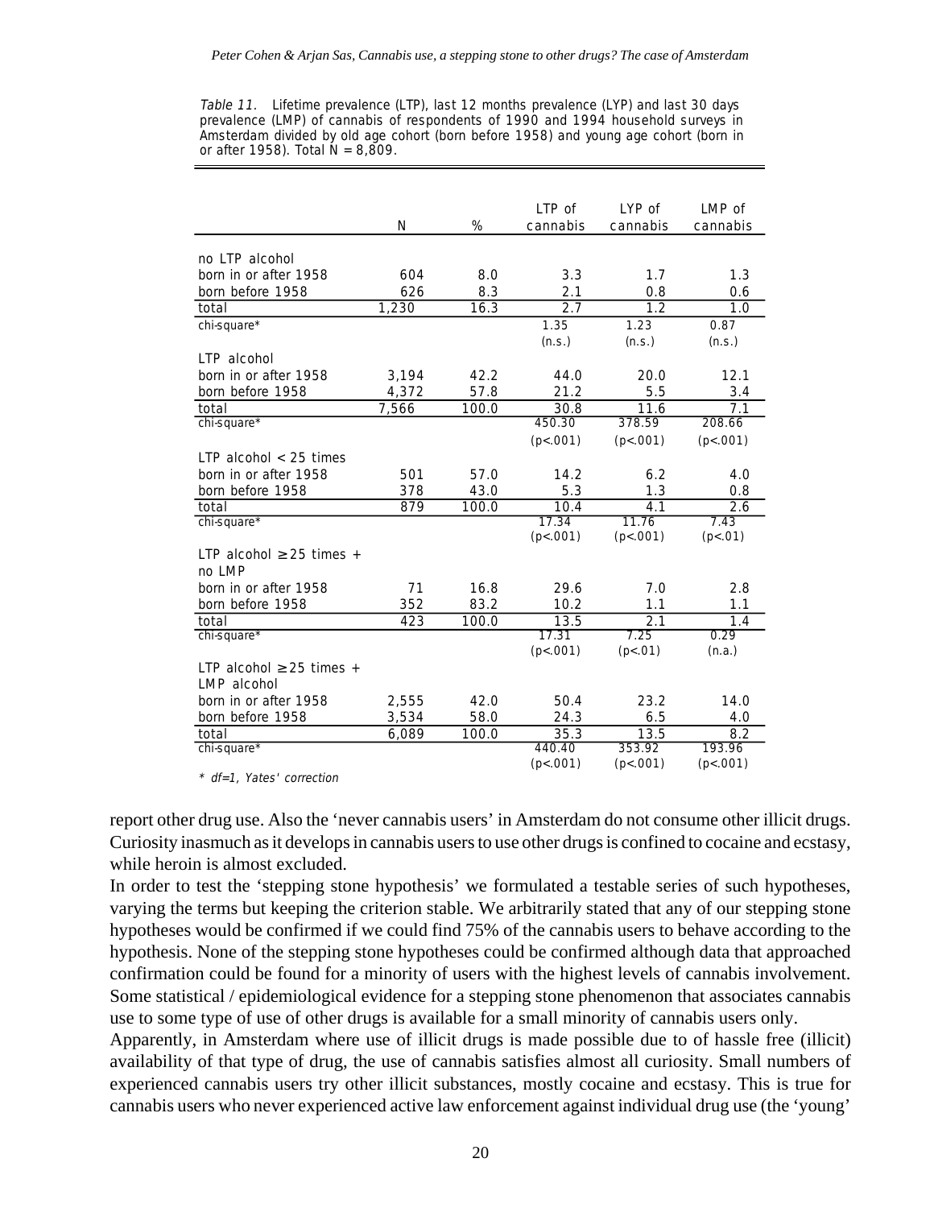*Table 11.* Lifetime prevalence (LTP), last 12 months prevalence (LYP) and last 30 days prevalence (LMP) of cannabis of respondents of 1990 and 1994 household surveys in Amsterdam divided by old age cohort (born before 1958) and young age cohort (born in or after 1958). Total N = 8,809.

| | N | % | LTP of cannabis | LYP of cannabis | LMP of cannabis |
|---|---|---|---|---|---|
| no LTP alcohol | | | | | |
| born in or after 1958 | 604 | 8.0 | 3.3 | 1.7 | 1.3 |
| born before 1958 | 626 | 8.3 | 2.1 | 0.8 | 0.6 |
| total | 1,230 | 16.3 | 2.7 | 1.2 | 1.0 |
| chi-square* | | | 1.35 (n.s.) | 1.23 (n.s.) | 0.87 (n.s.) |
| LTP alcohol | | | | | |
| born in or after 1958 | 3,194 | 42.2 | 44.0 | 20.0 | 12.1 |
| born before 1958 | 4,372 | 57.8 | 21.2 | 5.5 | 3.4 |
| total | 7,566 | 100.0 | 30.8 | 11.6 | 7.1 |
| chi-square* | | | 450.30 (p<.001) | 378.59 (p<.001) | 208.66 (p<.001) |
| LTP alcohol < 25 times | | | | | |
| born in or after 1958 | 501 | 57.0 | 14.2 | 6.2 | 4.0 |
| born before 1958 | 378 | 43.0 | 5.3 | 1.3 | 0.8 |
| total | 879 | 100.0 | 10.4 | 4.1 | 2.6 |
| chi-square* | | | 17.34 (p<.001) | 11.76 (p<.001) | 7.43 (p<.01) |
| LTP alcohol ≥ 25 times + no LMP | | | | | |
| born in or after 1958 | 71 | 16.8 | 29.6 | 7.0 | 2.8 |
| born before 1958 | 352 | 83.2 | 10.2 | 1.1 | 1.1 |
| total | 423 | 100.0 | 13.5 | 2.1 | 1.4 |
| chi-square* | | | 17.31 (p<.001) | 7.25 (p<.01) | 0.29 (n.a.) |
| LTP alcohol ≥ 25 times + LMP alcohol | | | | | |
| born in or after 1958 | 2,555 | 42.0 | 50.4 | 23.2 | 14.0 |
| born before 1958 | 3,534 | 58.0 | 24.3 | 6.5 | 4.0 |
| total | 6,089 | 100.0 | 35.3 | 13.5 | 8.2 |
| chi-square* | | | 440.40 (p<.001) | 353.92 (p<.001) | 193.96 (p<.001) |

\* df=1, Yates' correction

report other drug use. Also the 'never cannabis users' in Amsterdam do not consume other illicit drugs. Curiosity inasmuch as it develops in cannabis users to use other drugs is confined to cocaine and ecstasy, while heroin is almost excluded.

In order to test the 'stepping stone hypothesis' we formulated a testable series of such hypotheses, varying the terms but keeping the criterion stable. We arbitrarily stated that any of our stepping stone hypotheses would be confirmed if we could find 75% of the cannabis users to behave according to the hypothesis. None of the stepping stone hypotheses could be confirmed although data that approached confirmation could be found for a minority of users with the highest levels of cannabis involvement. Some statistical / epidemiological evidence for a stepping stone phenomenon that associates cannabis use to some type of use of other drugs is available for a small minority of cannabis users only.

Apparently, in Amsterdam where use of illicit drugs is made possible due to of hassle free (illicit) availability of that type of drug, the use of cannabis satisfies almost all curiosity. Small numbers of experienced cannabis users try other illicit substances, mostly cocaine and ecstasy. This is true for cannabis users who never experienced active law enforcement against individual drug use (the 'young'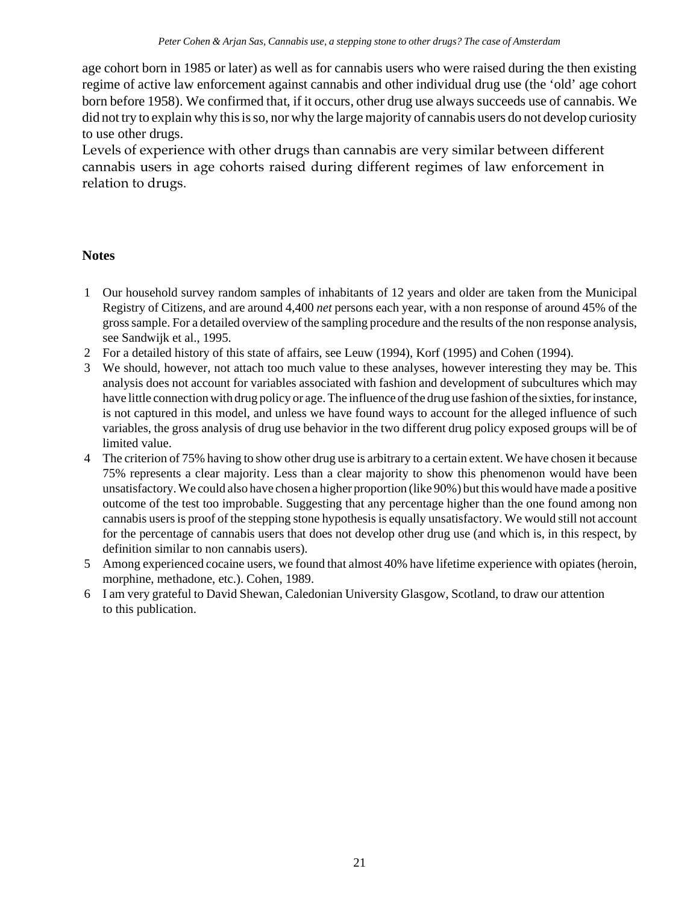age cohort born in 1985 or later) as well as for cannabis users who were raised during the then existing regime of active law enforcement against cannabis and other individual drug use (the 'old' age cohort born before 1958). We confirmed that, if it occurs, other drug use always succeeds use of cannabis. We did not try to explain why this is so, nor why the large majority of cannabis users do not develop curiosity to use other drugs.

Levels of experience with other drugs than cannabis are very similar between different cannabis users in age cohorts raised during different regimes of law enforcement in relation to drugs.

## Notes

1. Our household survey random samples of inhabitants of 12 years and older are taken from the Municipal Registry of Citizens, and are around 4,400 *net* persons each year, with a non response of around 45% of the gross sample. For a detailed overview of the sampling procedure and the results of the non response analysis, see Sandwijk et al., 1995.
2. For a detailed history of this state of affairs, see Leuw (1994), Korf (1995) and Cohen (1994).
3. We should, however, not attach too much value to these analyses, however interesting they may be. This analysis does not account for variables associated with fashion and development of subcultures which may have little connection with drug policy or age. The influence of the drug use fashion of the sixties, for instance, is not captured in this model, and unless we have found ways to account for the alleged influence of such variables, the gross analysis of drug use behavior in the two different drug policy exposed groups will be of limited value.
4. The criterion of 75% having to show other drug use is arbitrary to a certain extent. We have chosen it because 75% represents a clear majority. Less than a clear majority to show this phenomenon would have been unsatisfactory. We could also have chosen a higher proportion (like 90%) but this would have made a positive outcome of the test too improbable. Suggesting that any percentage higher than the one found among non cannabis users is proof of the stepping stone hypothesis is equally unsatisfactory. We would still not account for the percentage of cannabis users that does not develop other drug use (and which is, in this respect, by definition similar to non cannabis users).
5. Among experienced cocaine users, we found that almost 40% have lifetime experience with opiates (heroin, morphine, methadone, etc.). Cohen, 1989.
6. I am very grateful to David Shewan, Caledonian University Glasgow, Scotland, to draw our attention to this publication.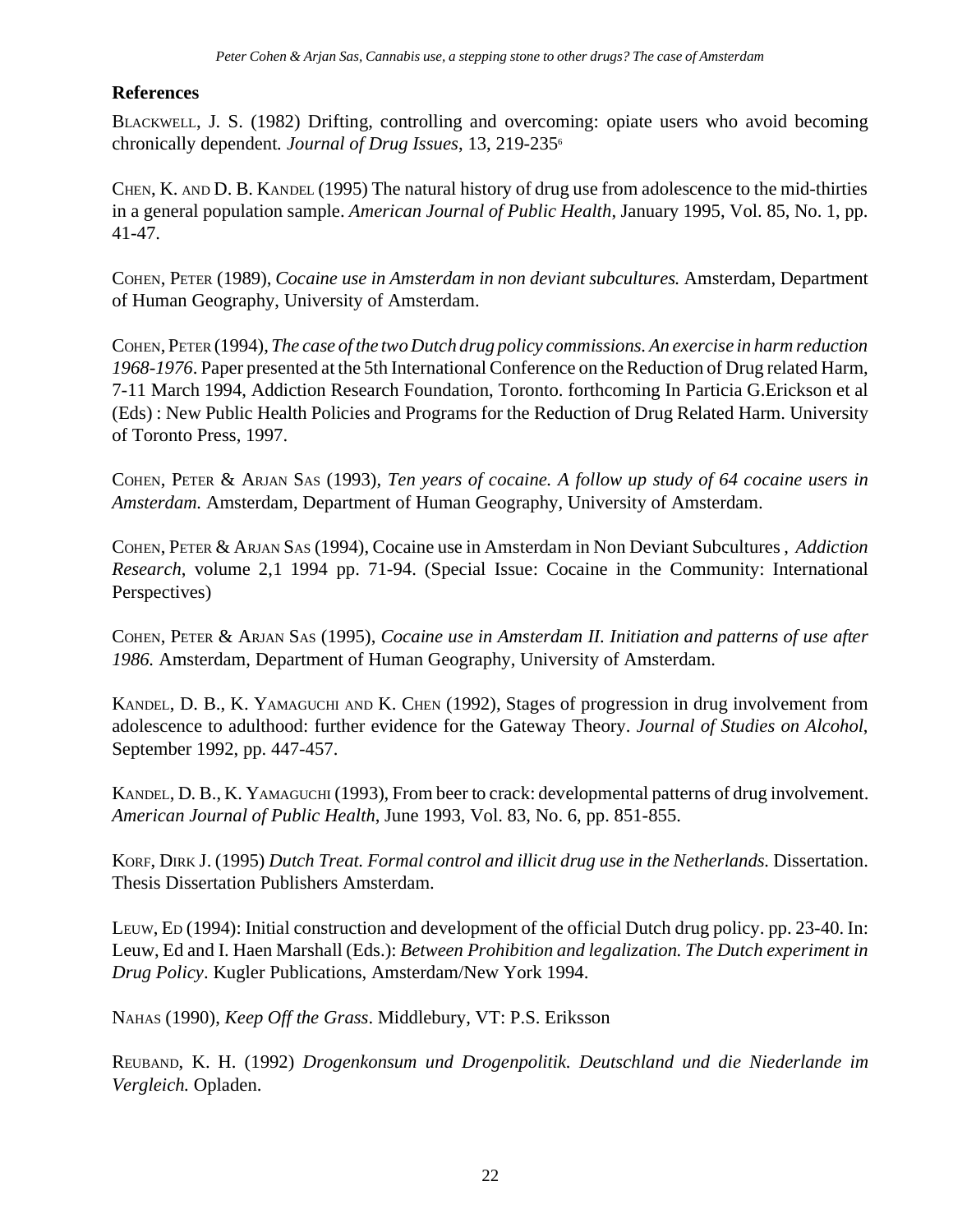## References

BLACKWELL, J. S. (1982) Drifting, controlling and overcoming: opiate users who avoid becoming chronically dependent. *Journal of Drug Issues*, 13, 219-235[6]

CHEN, K. AND D. B. KANDEL (1995) The natural history of drug use from adolescence to the mid-thirties in a general population sample. *American Journal of Public Health*, January 1995, Vol. 85, No. 1, pp. 41-47.

COHEN, PETER (1989), *Cocaine use in Amsterdam in non deviant subcultures.* Amsterdam, Department of Human Geography, University of Amsterdam.

COHEN, PETER (1994), *The case of the two Dutch drug policy commissions. An exercise in harm reduction 1968-1976*. Paper presented at the 5th International Conference on the Reduction of Drug related Harm, 7-11 March 1994, Addiction Research Foundation, Toronto. forthcoming In Particia G.Erickson et al (Eds) : New Public Health Policies and Programs for the Reduction of Drug Related Harm. University of Toronto Press, 1997.

COHEN, PETER & ARJAN SAS (1993), *Ten years of cocaine. A follow up study of 64 cocaine users in Amsterdam.* Amsterdam, Department of Human Geography, University of Amsterdam.

COHEN, PETER & ARJAN SAS (1994), Cocaine use in Amsterdam in Non Deviant Subcultures , *Addiction Research*, volume 2,1 1994 pp. 71-94. (Special Issue: Cocaine in the Community: International Perspectives)

COHEN, PETER & ARJAN SAS (1995), *Cocaine use in Amsterdam II. Initiation and patterns of use after 1986.* Amsterdam, Department of Human Geography, University of Amsterdam.

KANDEL, D. B., K. YAMAGUCHI AND K. CHEN (1992), Stages of progression in drug involvement from adolescence to adulthood: further evidence for the Gateway Theory. *Journal of Studies on Alcohol*, September 1992, pp. 447-457.

KANDEL, D. B., K. YAMAGUCHI (1993), From beer to crack: developmental patterns of drug involvement. *American Journal of Public Health*, June 1993, Vol. 83, No. 6, pp. 851-855.

KORF, DIRK J. (1995) *Dutch Treat. Formal control and illicit drug use in the Netherlands.* Dissertation. Thesis Dissertation Publishers Amsterdam.

LEUW, ED (1994): Initial construction and development of the official Dutch drug policy. pp. 23-40. In: Leuw, Ed and I. Haen Marshall (Eds.): *Between Prohibition and legalization. The Dutch experiment in Drug Policy*. Kugler Publications, Amsterdam/New York 1994.

NAHAS (1990), *Keep Off the Grass*. Middlebury, VT: P.S. Eriksson

REUBAND, K. H. (1992) *Drogenkonsum und Drogenpolitik. Deutschland und die Niederlande im Vergleich.* Opladen.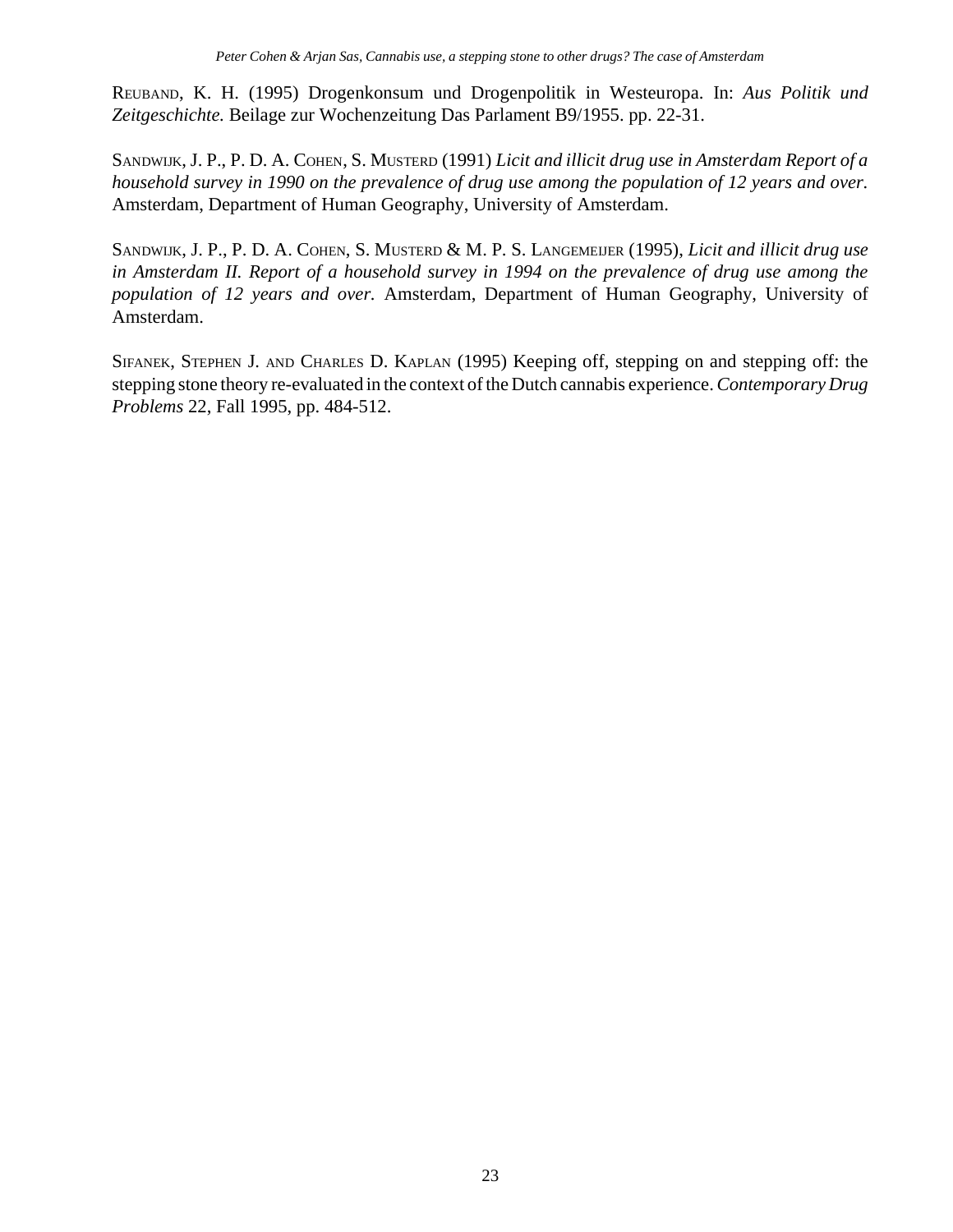REUBAND, K. H. (1995) Drogenkonsum und Drogenpolitik in Westeuropa. In: *Aus Politik und Zeitgeschichte.* Beilage zur Wochenzeitung Das Parlament B9/1955. pp. 22-31.

SANDWIJK, J. P., P. D. A. COHEN, S. MUSTERD (1991) *Licit and illicit drug use in Amsterdam Report of a household survey in 1990 on the prevalence of drug use among the population of 12 years and over.* Amsterdam, Department of Human Geography, University of Amsterdam.

SANDWIJK, J. P., P. D. A. COHEN, S. MUSTERD & M. P. S. LANGEMEIJER (1995), *Licit and illicit drug use in Amsterdam II. Report of a household survey in 1994 on the prevalence of drug use among the population of 12 years and over.* Amsterdam, Department of Human Geography, University of Amsterdam.

SIFANEK, STEPHEN J. AND CHARLES D. KAPLAN (1995) Keeping off, stepping on and stepping off: the stepping stone theory re-evaluated in the context of the Dutch cannabis experience. *Contemporary Drug Problems* 22, Fall 1995, pp. 484-512.